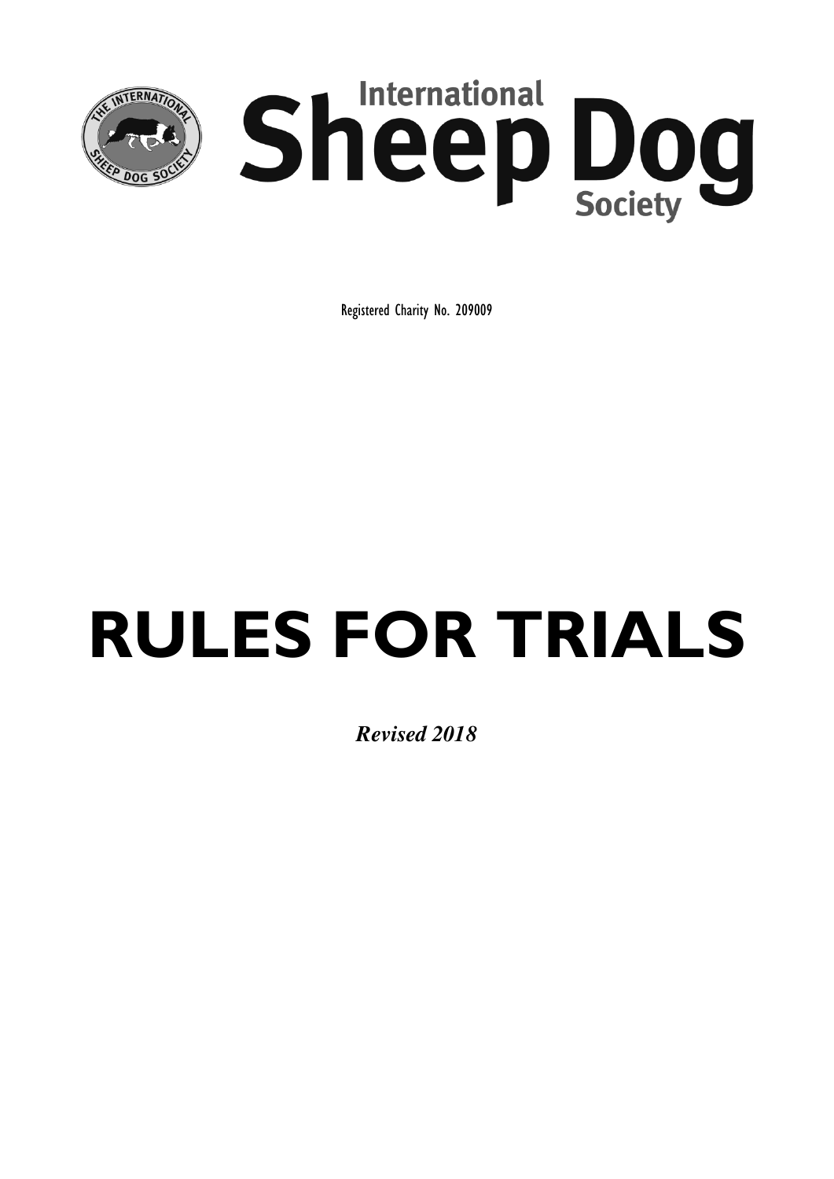# International Sheep Dog Society

Registered Charity No. 209009

# RULES FOR TRIALS

***Revised 2018***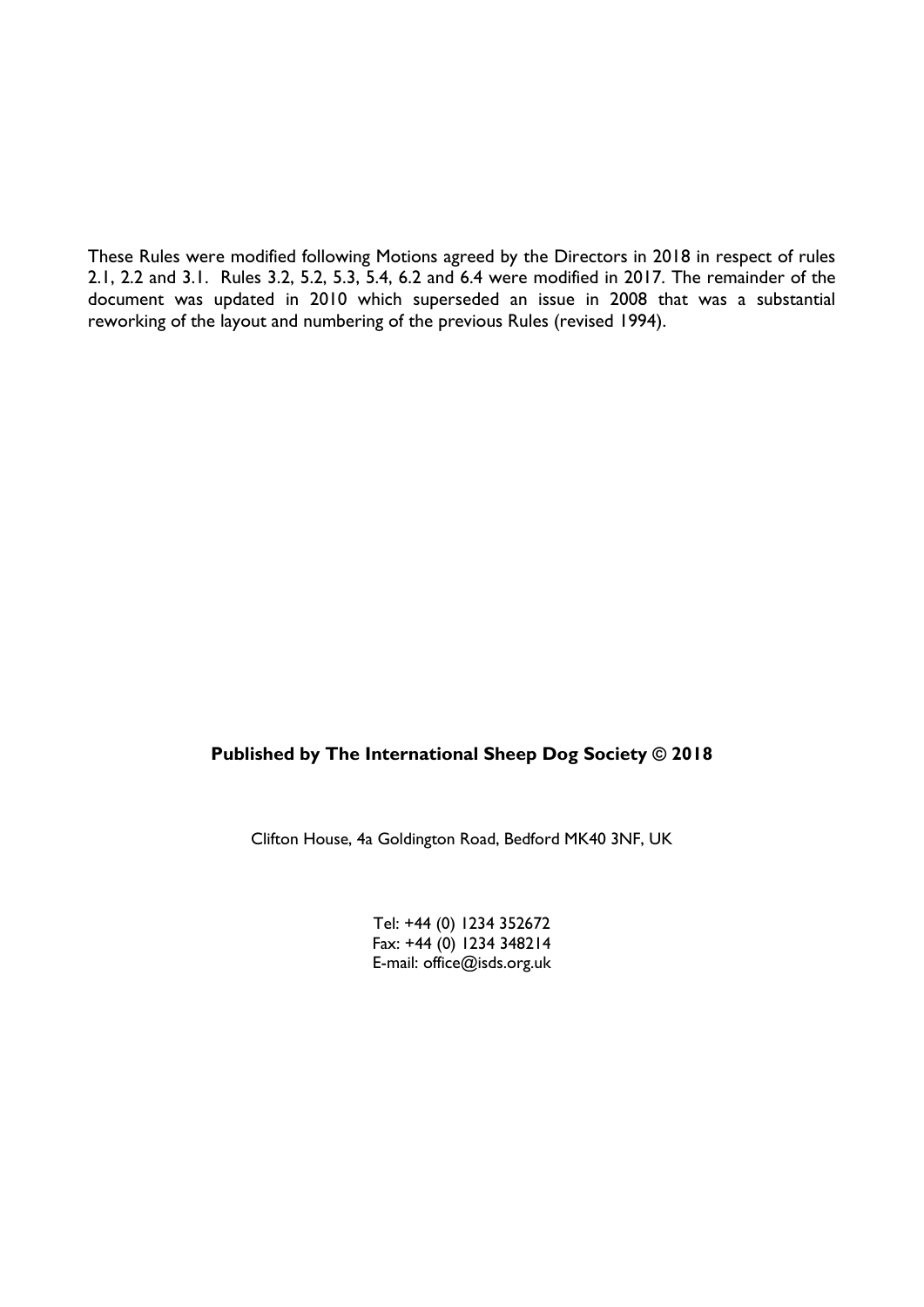These Rules were modified following Motions agreed by the Directors in 2018 in respect of rules 2.1, 2.2 and 3.1. Rules 3.2, 5.2, 5.3, 5.4, 6.2 and 6.4 were modified in 2017. The remainder of the document was updated in 2010 which superseded an issue in 2008 that was a substantial reworking of the layout and numbering of the previous Rules (revised 1994).

**Published by The International Sheep Dog Society © 2018**

Clifton House, 4a Goldington Road, Bedford MK40 3NF, UK

Tel: +44 (0) 1234 352672
Fax: +44 (0) 1234 348214
E-mail: office@isds.org.uk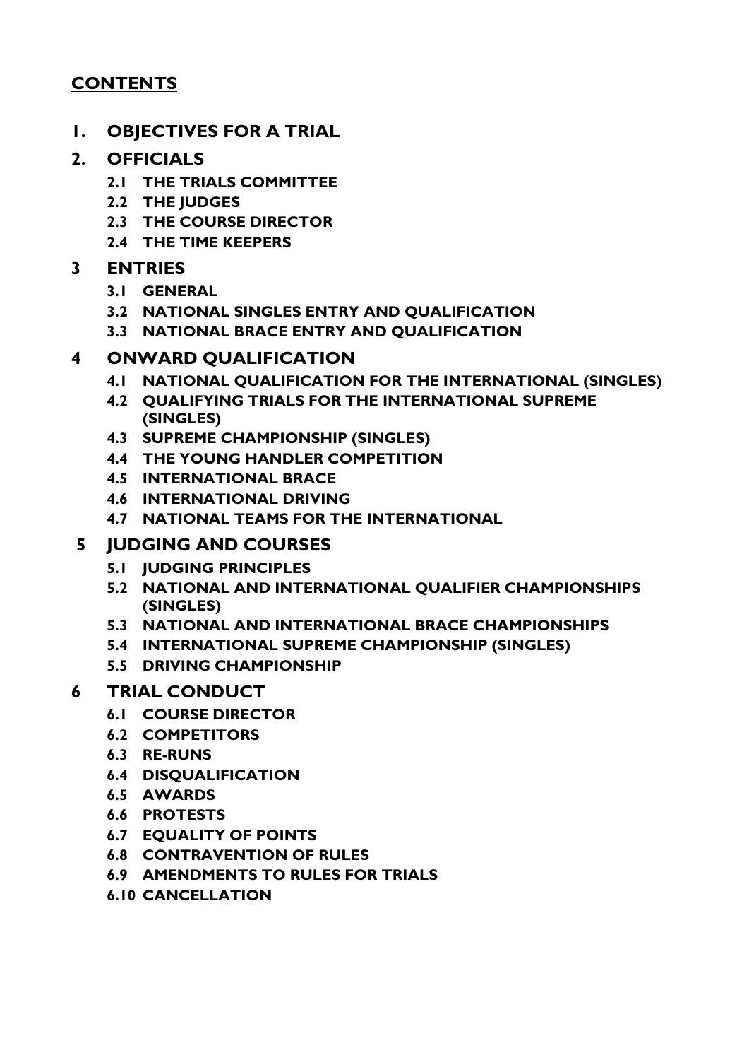## CONTENTS

**1. OBJECTIVES FOR A TRIAL**

**2. OFFICIALS**

- **2.1 THE TRIALS COMMITTEE**
- **2.2 THE JUDGES**
- **2.3 THE COURSE DIRECTOR**
- **2.4 THE TIME KEEPERS**

**3 ENTRIES**

- **3.1 GENERAL**
- **3.2 NATIONAL SINGLES ENTRY AND QUALIFICATION**
- **3.3 NATIONAL BRACE ENTRY AND QUALIFICATION**

**4 ONWARD QUALIFICATION**

- **4.1 NATIONAL QUALIFICATION FOR THE INTERNATIONAL (SINGLES)**
- **4.2 QUALIFYING TRIALS FOR THE INTERNATIONAL SUPREME (SINGLES)**
- **4.3 SUPREME CHAMPIONSHIP (SINGLES)**
- **4.4 THE YOUNG HANDLER COMPETITION**
- **4.5 INTERNATIONAL BRACE**
- **4.6 INTERNATIONAL DRIVING**
- **4.7 NATIONAL TEAMS FOR THE INTERNATIONAL**

**5 JUDGING AND COURSES**

- **5.1 JUDGING PRINCIPLES**
- **5.2 NATIONAL AND INTERNATIONAL QUALIFIER CHAMPIONSHIPS (SINGLES)**
- **5.3 NATIONAL AND INTERNATIONAL BRACE CHAMPIONSHIPS**
- **5.4 INTERNATIONAL SUPREME CHAMPIONSHIP (SINGLES)**
- **5.5 DRIVING CHAMPIONSHIP**

**6 TRIAL CONDUCT**

- **6.1 COURSE DIRECTOR**
- **6.2 COMPETITORS**
- **6.3 RE-RUNS**
- **6.4 DISQUALIFICATION**
- **6.5 AWARDS**
- **6.6 PROTESTS**
- **6.7 EQUALITY OF POINTS**
- **6.8 CONTRAVENTION OF RULES**
- **6.9 AMENDMENTS TO RULES FOR TRIALS**
- **6.10 CANCELLATION**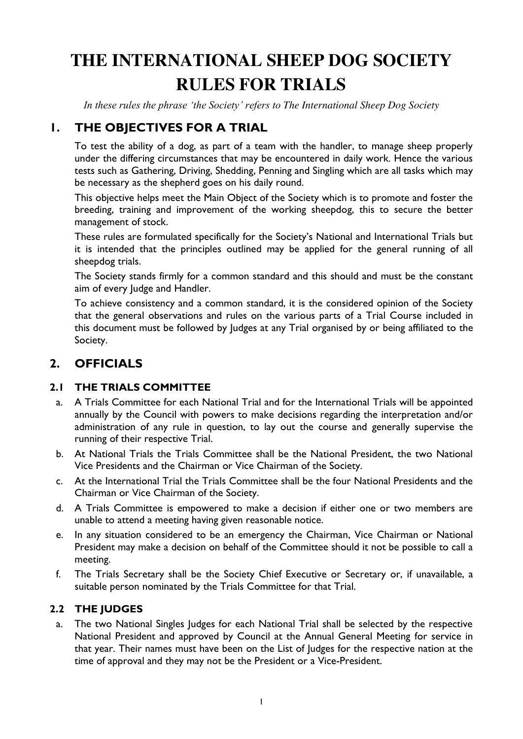# THE INTERNATIONAL SHEEP DOG SOCIETY RULES FOR TRIALS

*In these rules the phrase 'the Society' refers to The International Sheep Dog Society*

## 1. THE OBJECTIVES FOR A TRIAL

To test the ability of a dog, as part of a team with the handler, to manage sheep properly under the differing circumstances that may be encountered in daily work. Hence the various tests such as Gathering, Driving, Shedding, Penning and Singling which are all tasks which may be necessary as the shepherd goes on his daily round.

This objective helps meet the Main Object of the Society which is to promote and foster the breeding, training and improvement of the working sheepdog, this to secure the better management of stock.

These rules are formulated specifically for the Society's National and International Trials but it is intended that the principles outlined may be applied for the general running of all sheepdog trials.

The Society stands firmly for a common standard and this should and must be the constant aim of every Judge and Handler.

To achieve consistency and a common standard, it is the considered opinion of the Society that the general observations and rules on the various parts of a Trial Course included in this document must be followed by Judges at any Trial organised by or being affiliated to the Society.

## 2. OFFICIALS

### 2.1 THE TRIALS COMMITTEE

a. A Trials Committee for each National Trial and for the International Trials will be appointed annually by the Council with powers to make decisions regarding the interpretation and/or administration of any rule in question, to lay out the course and generally supervise the running of their respective Trial.

b. At National Trials the Trials Committee shall be the National President, the two National Vice Presidents and the Chairman or Vice Chairman of the Society.

c. At the International Trial the Trials Committee shall be the four National Presidents and the Chairman or Vice Chairman of the Society.

d. A Trials Committee is empowered to make a decision if either one or two members are unable to attend a meeting having given reasonable notice.

e. In any situation considered to be an emergency the Chairman, Vice Chairman or National President may make a decision on behalf of the Committee should it not be possible to call a meeting.

f. The Trials Secretary shall be the Society Chief Executive or Secretary or, if unavailable, a suitable person nominated by the Trials Committee for that Trial.

### 2.2 THE JUDGES

a. The two National Singles Judges for each National Trial shall be selected by the respective National President and approved by Council at the Annual General Meeting for service in that year. Their names must have been on the List of Judges for the respective nation at the time of approval and they may not be the President or a Vice-President.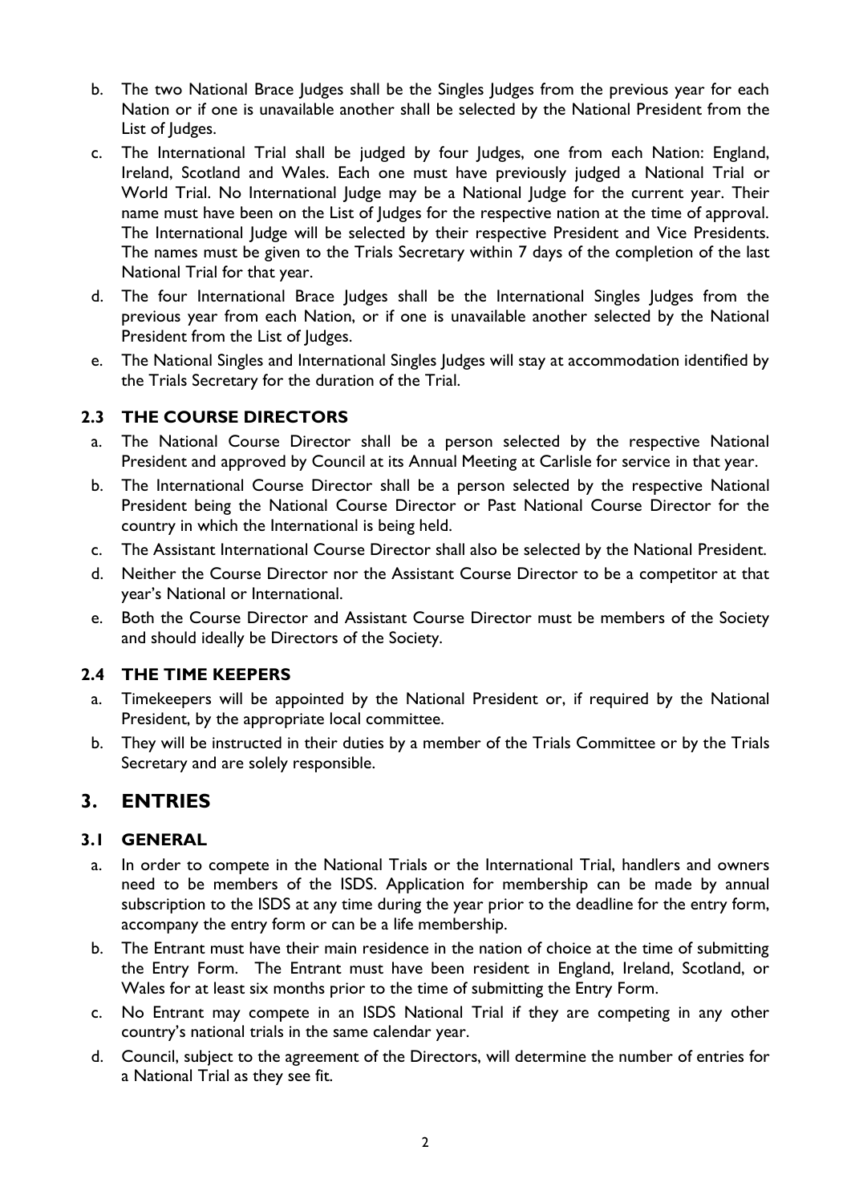b. The two National Brace Judges shall be the Singles Judges from the previous year for each Nation or if one is unavailable another shall be selected by the National President from the List of Judges.

c. The International Trial shall be judged by four Judges, one from each Nation: England, Ireland, Scotland and Wales. Each one must have previously judged a National Trial or World Trial. No International Judge may be a National Judge for the current year. Their name must have been on the List of Judges for the respective nation at the time of approval. The International Judge will be selected by their respective President and Vice Presidents. The names must be given to the Trials Secretary within 7 days of the completion of the last National Trial for that year.

d. The four International Brace Judges shall be the International Singles Judges from the previous year from each Nation, or if one is unavailable another selected by the National President from the List of Judges.

e. The National Singles and International Singles Judges will stay at accommodation identified by the Trials Secretary for the duration of the Trial.

### 2.3 THE COURSE DIRECTORS

a. The National Course Director shall be a person selected by the respective National President and approved by Council at its Annual Meeting at Carlisle for service in that year.

b. The International Course Director shall be a person selected by the respective National President being the National Course Director or Past National Course Director for the country in which the International is being held.

c. The Assistant International Course Director shall also be selected by the National President.

d. Neither the Course Director nor the Assistant Course Director to be a competitor at that year's National or International.

e. Both the Course Director and Assistant Course Director must be members of the Society and should ideally be Directors of the Society.

### 2.4 THE TIME KEEPERS

a. Timekeepers will be appointed by the National President or, if required by the National President, by the appropriate local committee.

b. They will be instructed in their duties by a member of the Trials Committee or by the Trials Secretary and are solely responsible.

## 3. ENTRIES

### 3.1 GENERAL

a. In order to compete in the National Trials or the International Trial, handlers and owners need to be members of the ISDS. Application for membership can be made by annual subscription to the ISDS at any time during the year prior to the deadline for the entry form, accompany the entry form or can be a life membership.

b. The Entrant must have their main residence in the nation of choice at the time of submitting the Entry Form. The Entrant must have been resident in England, Ireland, Scotland, or Wales for at least six months prior to the time of submitting the Entry Form.

c. No Entrant may compete in an ISDS National Trial if they are competing in any other country's national trials in the same calendar year.

d. Council, subject to the agreement of the Directors, will determine the number of entries for a National Trial as they see fit.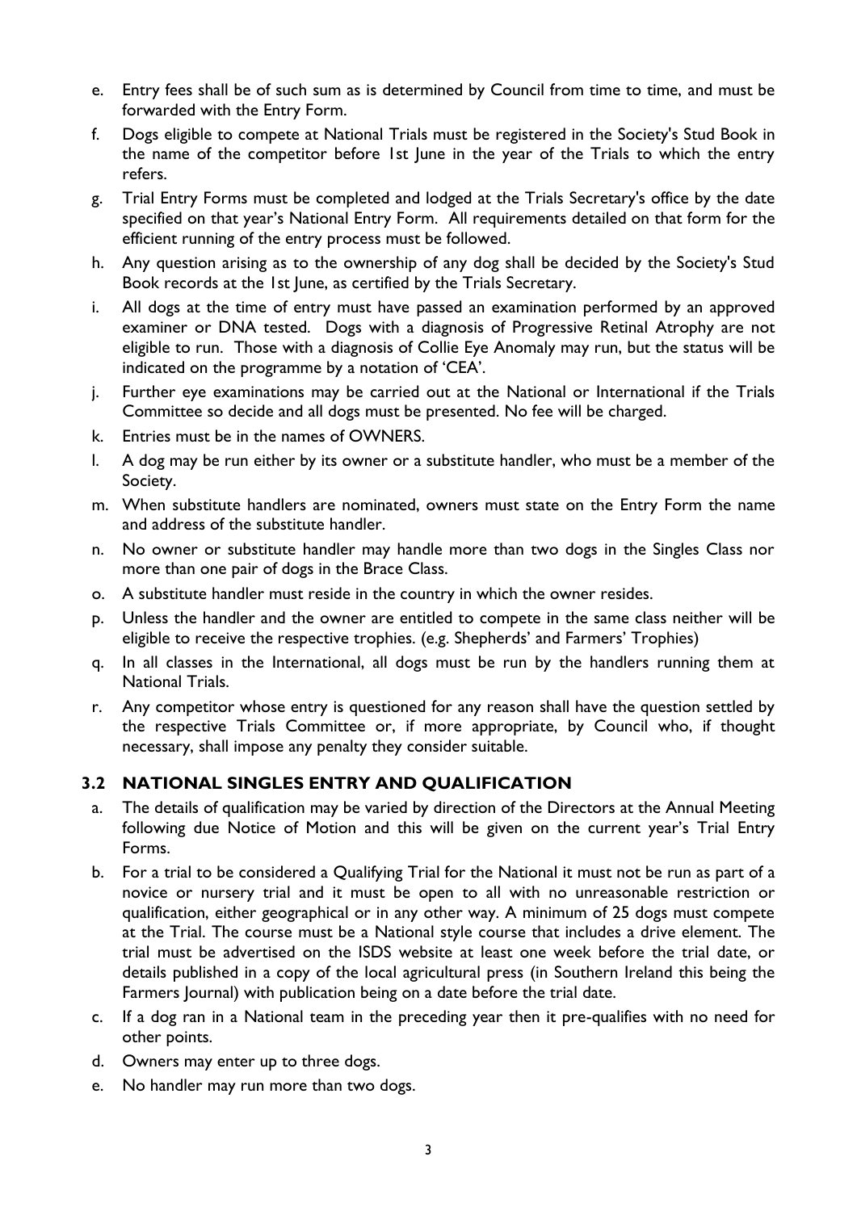e. Entry fees shall be of such sum as is determined by Council from time to time, and must be forwarded with the Entry Form.
f. Dogs eligible to compete at National Trials must be registered in the Society's Stud Book in the name of the competitor before 1st June in the year of the Trials to which the entry refers.
g. Trial Entry Forms must be completed and lodged at the Trials Secretary's office by the date specified on that year's National Entry Form. All requirements detailed on that form for the efficient running of the entry process must be followed.
h. Any question arising as to the ownership of any dog shall be decided by the Society's Stud Book records at the 1st June, as certified by the Trials Secretary.
i. All dogs at the time of entry must have passed an examination performed by an approved examiner or DNA tested. Dogs with a diagnosis of Progressive Retinal Atrophy are not eligible to run. Those with a diagnosis of Collie Eye Anomaly may run, but the status will be indicated on the programme by a notation of 'CEA'.
j. Further eye examinations may be carried out at the National or International if the Trials Committee so decide and all dogs must be presented. No fee will be charged.
k. Entries must be in the names of OWNERS.
l. A dog may be run either by its owner or a substitute handler, who must be a member of the Society.
m. When substitute handlers are nominated, owners must state on the Entry Form the name and address of the substitute handler.
n. No owner or substitute handler may handle more than two dogs in the Singles Class nor more than one pair of dogs in the Brace Class.
o. A substitute handler must reside in the country in which the owner resides.
p. Unless the handler and the owner are entitled to compete in the same class neither will be eligible to receive the respective trophies. (e.g. Shepherds' and Farmers' Trophies)
q. In all classes in the International, all dogs must be run by the handlers running them at National Trials.
r. Any competitor whose entry is questioned for any reason shall have the question settled by the respective Trials Committee or, if more appropriate, by Council who, if thought necessary, shall impose any penalty they consider suitable.

### 3.2 NATIONAL SINGLES ENTRY AND QUALIFICATION

a. The details of qualification may be varied by direction of the Directors at the Annual Meeting following due Notice of Motion and this will be given on the current year's Trial Entry Forms.
b. For a trial to be considered a Qualifying Trial for the National it must not be run as part of a novice or nursery trial and it must be open to all with no unreasonable restriction or qualification, either geographical or in any other way. A minimum of 25 dogs must compete at the Trial. The course must be a National style course that includes a drive element. The trial must be advertised on the ISDS website at least one week before the trial date, or details published in a copy of the local agricultural press (in Southern Ireland this being the Farmers Journal) with publication being on a date before the trial date.
c. If a dog ran in a National team in the preceding year then it pre-qualifies with no need for other points.
d. Owners may enter up to three dogs.
e. No handler may run more than two dogs.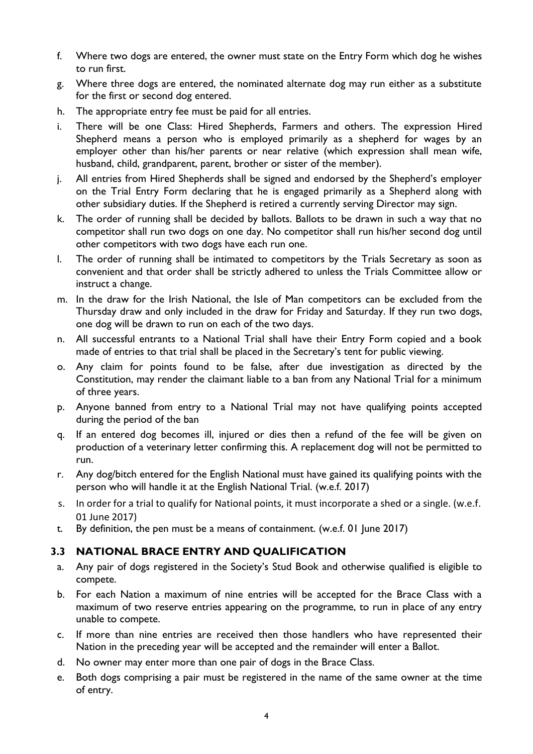f. Where two dogs are entered, the owner must state on the Entry Form which dog he wishes to run first.
g. Where three dogs are entered, the nominated alternate dog may run either as a substitute for the first or second dog entered.
h. The appropriate entry fee must be paid for all entries.
i. There will be one Class: Hired Shepherds, Farmers and others. The expression Hired Shepherd means a person who is employed primarily as a shepherd for wages by an employer other than his/her parents or near relative (which expression shall mean wife, husband, child, grandparent, parent, brother or sister of the member).
j. All entries from Hired Shepherds shall be signed and endorsed by the Shepherd's employer on the Trial Entry Form declaring that he is engaged primarily as a Shepherd along with other subsidiary duties. If the Shepherd is retired a currently serving Director may sign.
k. The order of running shall be decided by ballots. Ballots to be drawn in such a way that no competitor shall run two dogs on one day. No competitor shall run his/her second dog until other competitors with two dogs have each run one.
l. The order of running shall be intimated to competitors by the Trials Secretary as soon as convenient and that order shall be strictly adhered to unless the Trials Committee allow or instruct a change.
m. In the draw for the Irish National, the Isle of Man competitors can be excluded from the Thursday draw and only included in the draw for Friday and Saturday. If they run two dogs, one dog will be drawn to run on each of the two days.
n. All successful entrants to a National Trial shall have their Entry Form copied and a book made of entries to that trial shall be placed in the Secretary's tent for public viewing.
o. Any claim for points found to be false, after due investigation as directed by the Constitution, may render the claimant liable to a ban from any National Trial for a minimum of three years.
p. Anyone banned from entry to a National Trial may not have qualifying points accepted during the period of the ban
q. If an entered dog becomes ill, injured or dies then a refund of the fee will be given on production of a veterinary letter confirming this. A replacement dog will not be permitted to run.
r. Any dog/bitch entered for the English National must have gained its qualifying points with the person who will handle it at the English National Trial. (w.e.f. 2017)
s. In order for a trial to qualify for National points, it must incorporate a shed or a single. (w.e.f. 01 June 2017)
t. By definition, the pen must be a means of containment. (w.e.f. 01 June 2017)

## 3.3 NATIONAL BRACE ENTRY AND QUALIFICATION

a. Any pair of dogs registered in the Society's Stud Book and otherwise qualified is eligible to compete.
b. For each Nation a maximum of nine entries will be accepted for the Brace Class with a maximum of two reserve entries appearing on the programme, to run in place of any entry unable to compete.
c. If more than nine entries are received then those handlers who have represented their Nation in the preceding year will be accepted and the remainder will enter a Ballot.
d. No owner may enter more than one pair of dogs in the Brace Class.
e. Both dogs comprising a pair must be registered in the name of the same owner at the time of entry.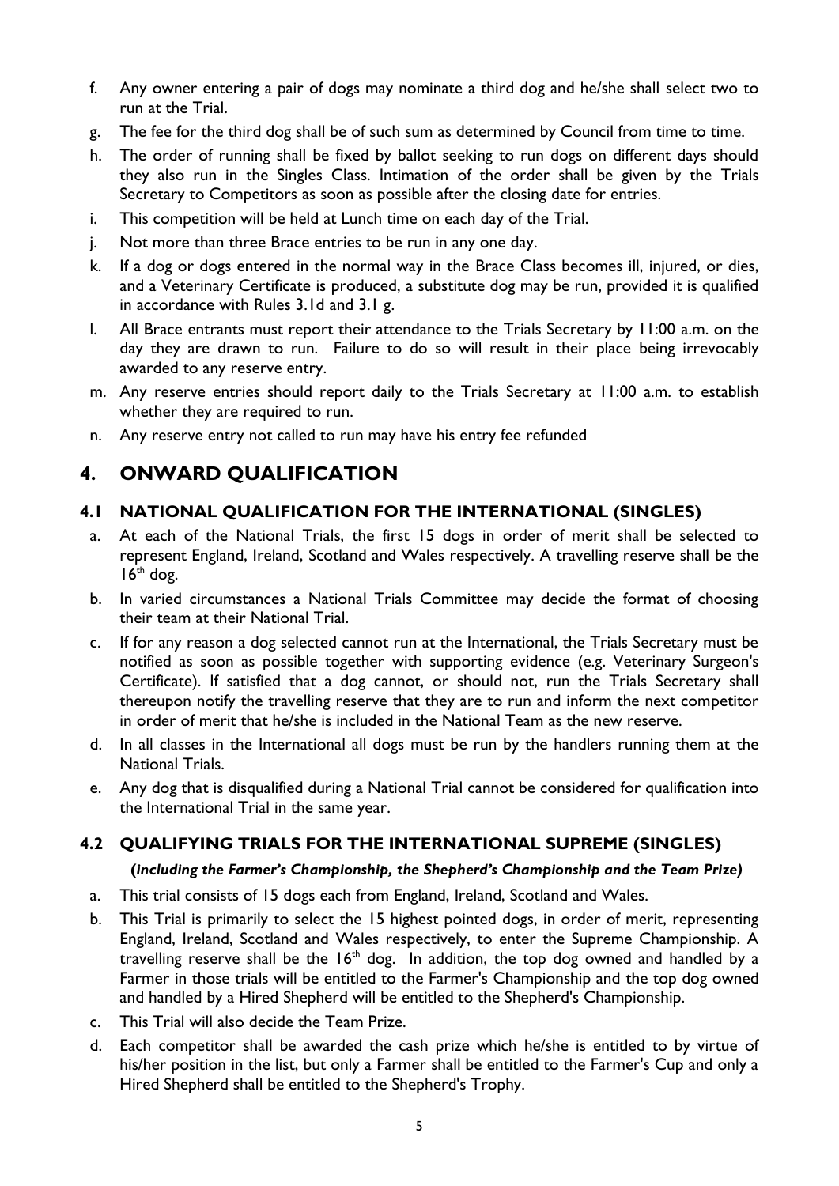f. Any owner entering a pair of dogs may nominate a third dog and he/she shall select two to run at the Trial.
g. The fee for the third dog shall be of such sum as determined by Council from time to time.
h. The order of running shall be fixed by ballot seeking to run dogs on different days should they also run in the Singles Class. Intimation of the order shall be given by the Trials Secretary to Competitors as soon as possible after the closing date for entries.
i. This competition will be held at Lunch time on each day of the Trial.
j. Not more than three Brace entries to be run in any one day.
k. If a dog or dogs entered in the normal way in the Brace Class becomes ill, injured, or dies, and a Veterinary Certificate is produced, a substitute dog may be run, provided it is qualified in accordance with Rules 3.1d and 3.1 g.
l. All Brace entrants must report their attendance to the Trials Secretary by 11:00 a.m. on the day they are drawn to run. Failure to do so will result in their place being irrevocably awarded to any reserve entry.
m. Any reserve entries should report daily to the Trials Secretary at 11:00 a.m. to establish whether they are required to run.
n. Any reserve entry not called to run may have his entry fee refunded

## 4. ONWARD QUALIFICATION

### 4.1 NATIONAL QUALIFICATION FOR THE INTERNATIONAL (SINGLES)

a. At each of the National Trials, the first 15 dogs in order of merit shall be selected to represent England, Ireland, Scotland and Wales respectively. A travelling reserve shall be the 16th dog.
b. In varied circumstances a National Trials Committee may decide the format of choosing their team at their National Trial.
c. If for any reason a dog selected cannot run at the International, the Trials Secretary must be notified as soon as possible together with supporting evidence (e.g. Veterinary Surgeon's Certificate). If satisfied that a dog cannot, or should not, run the Trials Secretary shall thereupon notify the travelling reserve that they are to run and inform the next competitor in order of merit that he/she is included in the National Team as the new reserve.
d. In all classes in the International all dogs must be run by the handlers running them at the National Trials.
e. Any dog that is disqualified during a National Trial cannot be considered for qualification into the International Trial in the same year.

### 4.2 QUALIFYING TRIALS FOR THE INTERNATIONAL SUPREME (SINGLES)

**(*including the Farmer's Championship, the Shepherd's Championship and the Team Prize*)**

a. This trial consists of 15 dogs each from England, Ireland, Scotland and Wales.
b. This Trial is primarily to select the 15 highest pointed dogs, in order of merit, representing England, Ireland, Scotland and Wales respectively, to enter the Supreme Championship. A travelling reserve shall be the 16th dog. In addition, the top dog owned and handled by a Farmer in those trials will be entitled to the Farmer's Championship and the top dog owned and handled by a Hired Shepherd will be entitled to the Shepherd's Championship.
c. This Trial will also decide the Team Prize.
d. Each competitor shall be awarded the cash prize which he/she is entitled to by virtue of his/her position in the list, but only a Farmer shall be entitled to the Farmer's Cup and only a Hired Shepherd shall be entitled to the Shepherd's Trophy.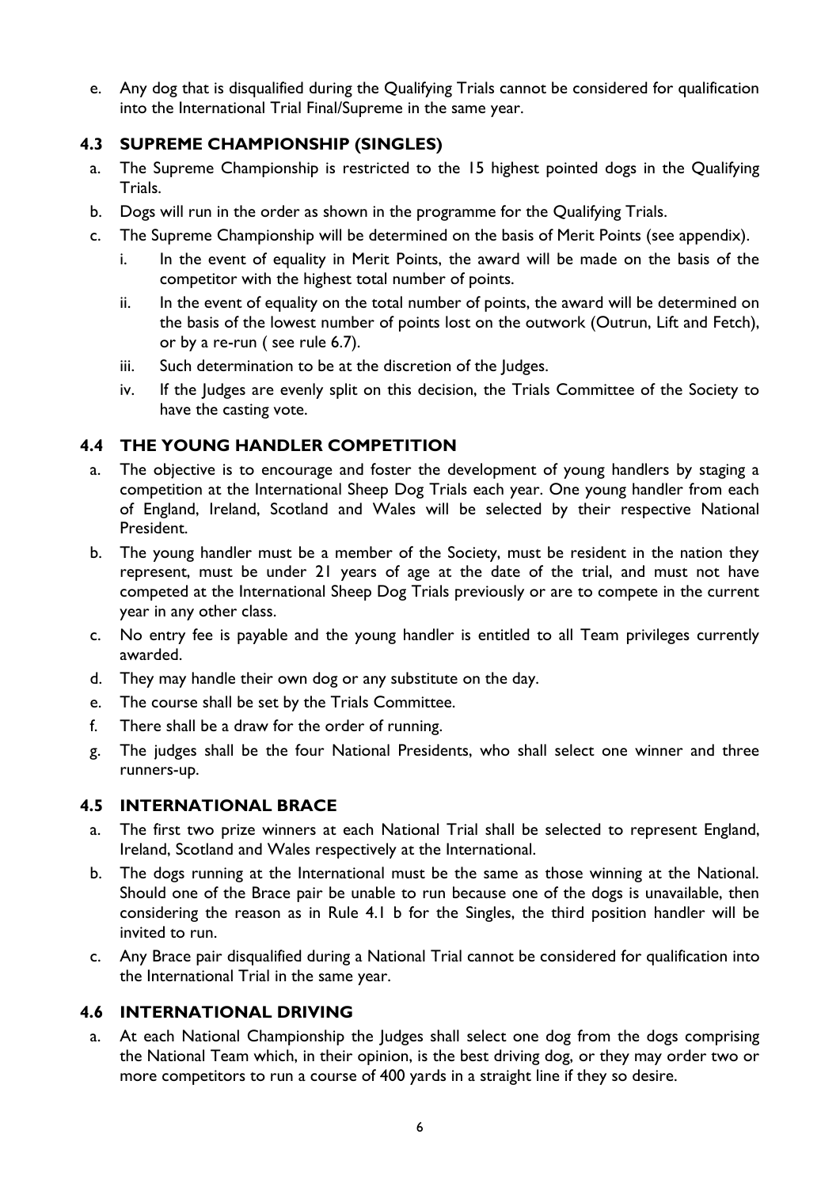e. Any dog that is disqualified during the Qualifying Trials cannot be considered for qualification into the International Trial Final/Supreme in the same year.

### 4.3 SUPREME CHAMPIONSHIP (SINGLES)

a. The Supreme Championship is restricted to the 15 highest pointed dogs in the Qualifying Trials.

b. Dogs will run in the order as shown in the programme for the Qualifying Trials.

c. The Supreme Championship will be determined on the basis of Merit Points (see appendix).

   i. In the event of equality in Merit Points, the award will be made on the basis of the competitor with the highest total number of points.

   ii. In the event of equality on the total number of points, the award will be determined on the basis of the lowest number of points lost on the outwork (Outrun, Lift and Fetch), or by a re-run ( see rule 6.7).

   iii. Such determination to be at the discretion of the Judges.

   iv. If the Judges are evenly split on this decision, the Trials Committee of the Society to have the casting vote.

### 4.4 THE YOUNG HANDLER COMPETITION

a. The objective is to encourage and foster the development of young handlers by staging a competition at the International Sheep Dog Trials each year. One young handler from each of England, Ireland, Scotland and Wales will be selected by their respective National President.

b. The young handler must be a member of the Society, must be resident in the nation they represent, must be under 21 years of age at the date of the trial, and must not have competed at the International Sheep Dog Trials previously or are to compete in the current year in any other class.

c. No entry fee is payable and the young handler is entitled to all Team privileges currently awarded.

d. They may handle their own dog or any substitute on the day.

e. The course shall be set by the Trials Committee.

f. There shall be a draw for the order of running.

g. The judges shall be the four National Presidents, who shall select one winner and three runners-up.

### 4.5 INTERNATIONAL BRACE

a. The first two prize winners at each National Trial shall be selected to represent England, Ireland, Scotland and Wales respectively at the International.

b. The dogs running at the International must be the same as those winning at the National. Should one of the Brace pair be unable to run because one of the dogs is unavailable, then considering the reason as in Rule 4.1 b for the Singles, the third position handler will be invited to run.

c. Any Brace pair disqualified during a National Trial cannot be considered for qualification into the International Trial in the same year.

### 4.6 INTERNATIONAL DRIVING

a. At each National Championship the Judges shall select one dog from the dogs comprising the National Team which, in their opinion, is the best driving dog, or they may order two or more competitors to run a course of 400 yards in a straight line if they so desire.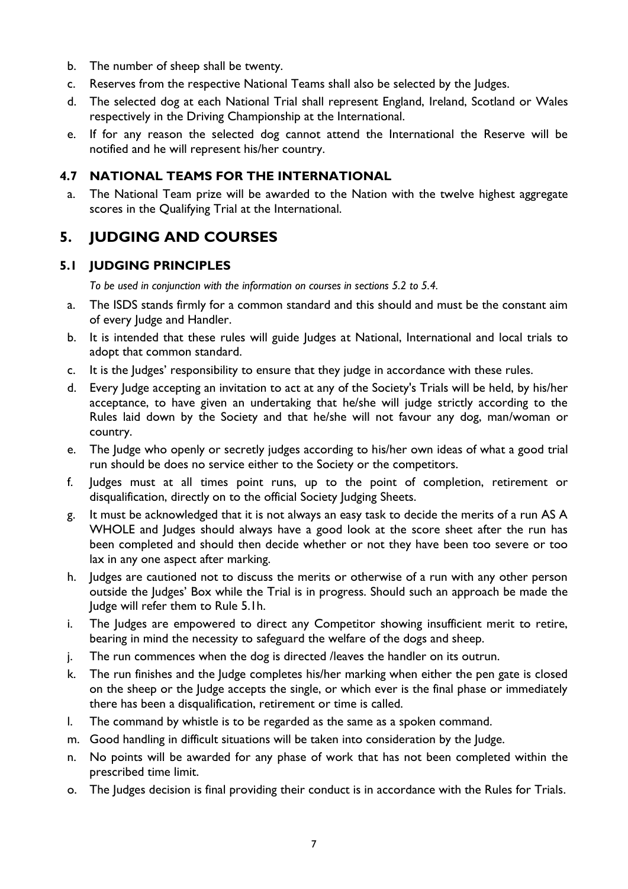b. The number of sheep shall be twenty.
c. Reserves from the respective National Teams shall also be selected by the Judges.
d. The selected dog at each National Trial shall represent England, Ireland, Scotland or Wales respectively in the Driving Championship at the International.
e. If for any reason the selected dog cannot attend the International the Reserve will be notified and he will represent his/her country.

### 4.7 NATIONAL TEAMS FOR THE INTERNATIONAL

a. The National Team prize will be awarded to the Nation with the twelve highest aggregate scores in the Qualifying Trial at the International.

## 5. JUDGING AND COURSES

### 5.1 JUDGING PRINCIPLES

*To be used in conjunction with the information on courses in sections 5.2 to 5.4.*

a. The ISDS stands firmly for a common standard and this should and must be the constant aim of every Judge and Handler.
b. It is intended that these rules will guide Judges at National, International and local trials to adopt that common standard.
c. It is the Judges' responsibility to ensure that they judge in accordance with these rules.
d. Every Judge accepting an invitation to act at any of the Society's Trials will be held, by his/her acceptance, to have given an undertaking that he/she will judge strictly according to the Rules laid down by the Society and that he/she will not favour any dog, man/woman or country.
e. The Judge who openly or secretly judges according to his/her own ideas of what a good trial run should be does no service either to the Society or the competitors.
f. Judges must at all times point runs, up to the point of completion, retirement or disqualification, directly on to the official Society Judging Sheets.
g. It must be acknowledged that it is not always an easy task to decide the merits of a run AS A WHOLE and Judges should always have a good look at the score sheet after the run has been completed and should then decide whether or not they have been too severe or too lax in any one aspect after marking.
h. Judges are cautioned not to discuss the merits or otherwise of a run with any other person outside the Judges' Box while the Trial is in progress. Should such an approach be made the Judge will refer them to Rule 5.1h.
i. The Judges are empowered to direct any Competitor showing insufficient merit to retire, bearing in mind the necessity to safeguard the welfare of the dogs and sheep.
j. The run commences when the dog is directed /leaves the handler on its outrun.
k. The run finishes and the Judge completes his/her marking when either the pen gate is closed on the sheep or the Judge accepts the single, or which ever is the final phase or immediately there has been a disqualification, retirement or time is called.
l. The command by whistle is to be regarded as the same as a spoken command.
m. Good handling in difficult situations will be taken into consideration by the Judge.
n. No points will be awarded for any phase of work that has not been completed within the prescribed time limit.
o. The Judges decision is final providing their conduct is in accordance with the Rules for Trials.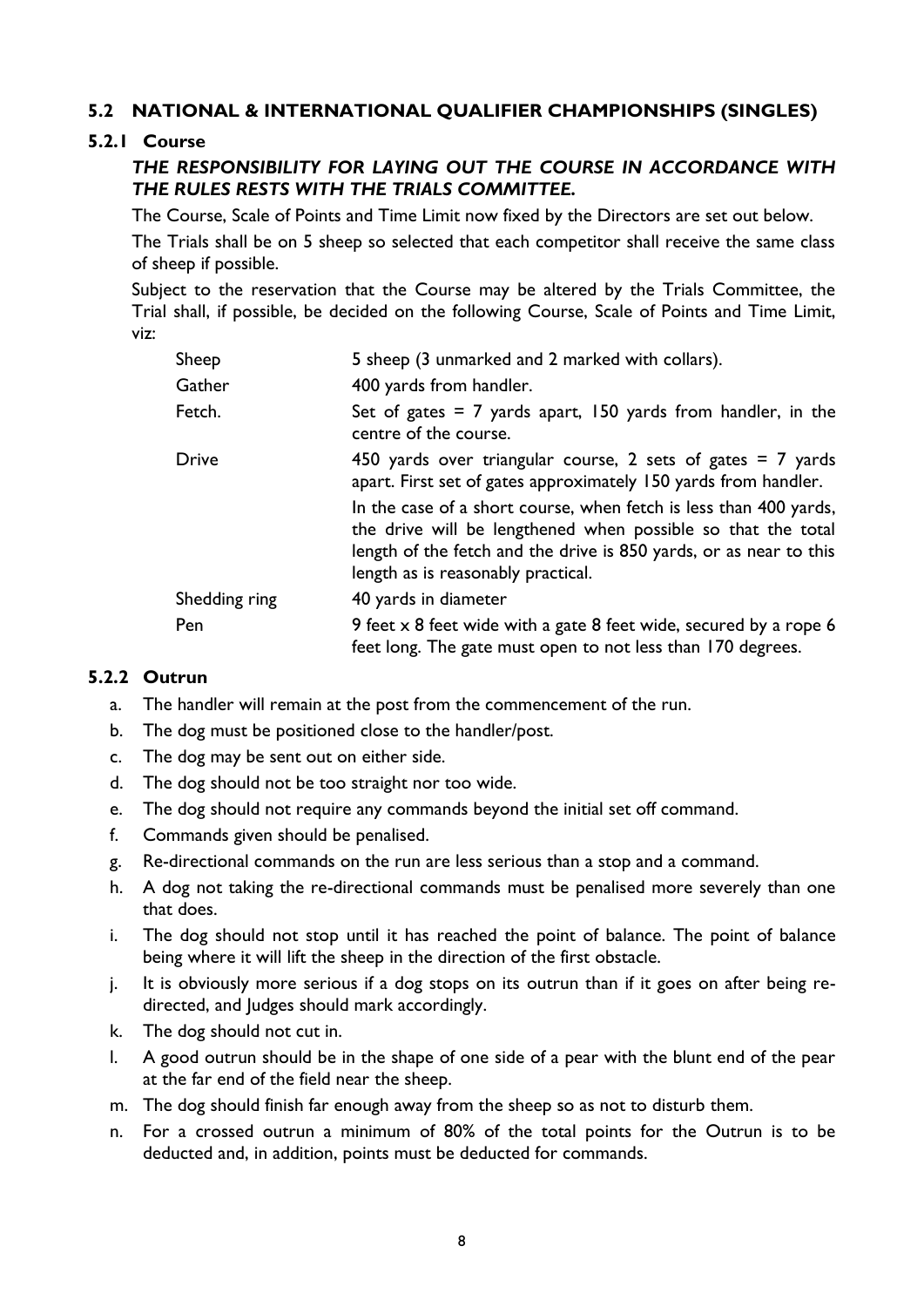### 5.2 NATIONAL & INTERNATIONAL QUALIFIER CHAMPIONSHIPS (SINGLES)

#### 5.2.1 Course

***THE RESPONSIBILITY FOR LAYING OUT THE COURSE IN ACCORDANCE WITH THE RULES RESTS WITH THE TRIALS COMMITTEE.***

The Course, Scale of Points and Time Limit now fixed by the Directors are set out below.

The Trials shall be on 5 sheep so selected that each competitor shall receive the same class of sheep if possible.

Subject to the reservation that the Course may be altered by the Trials Committee, the Trial shall, if possible, be decided on the following Course, Scale of Points and Time Limit, viz:

| | |
|---|---|
| Sheep | 5 sheep (3 unmarked and 2 marked with collars). |
| Gather | 400 yards from handler. |
| Fetch. | Set of gates = 7 yards apart, 150 yards from handler, in the centre of the course. |
| Drive | 450 yards over triangular course, 2 sets of gates = 7 yards apart. First set of gates approximately 150 yards from handler.<br><br>In the case of a short course, when fetch is less than 400 yards, the drive will be lengthened when possible so that the total length of the fetch and the drive is 850 yards, or as near to this length as is reasonably practical. |
| Shedding ring | 40 yards in diameter |
| Pen | 9 feet x 8 feet wide with a gate 8 feet wide, secured by a rope 6 feet long. The gate must open to not less than 170 degrees. |

#### 5.2.2 Outrun

a. The handler will remain at the post from the commencement of the run.
b. The dog must be positioned close to the handler/post.
c. The dog may be sent out on either side.
d. The dog should not be too straight nor too wide.
e. The dog should not require any commands beyond the initial set off command.
f. Commands given should be penalised.
g. Re-directional commands on the run are less serious than a stop and a command.
h. A dog not taking the re-directional commands must be penalised more severely than one that does.
i. The dog should not stop until it has reached the point of balance. The point of balance being where it will lift the sheep in the direction of the first obstacle.
j. It is obviously more serious if a dog stops on its outrun than if it goes on after being re-directed, and Judges should mark accordingly.
k. The dog should not cut in.
l. A good outrun should be in the shape of one side of a pear with the blunt end of the pear at the far end of the field near the sheep.
m. The dog should finish far enough away from the sheep so as not to disturb them.
n. For a crossed outrun a minimum of 80% of the total points for the Outrun is to be deducted and, in addition, points must be deducted for commands.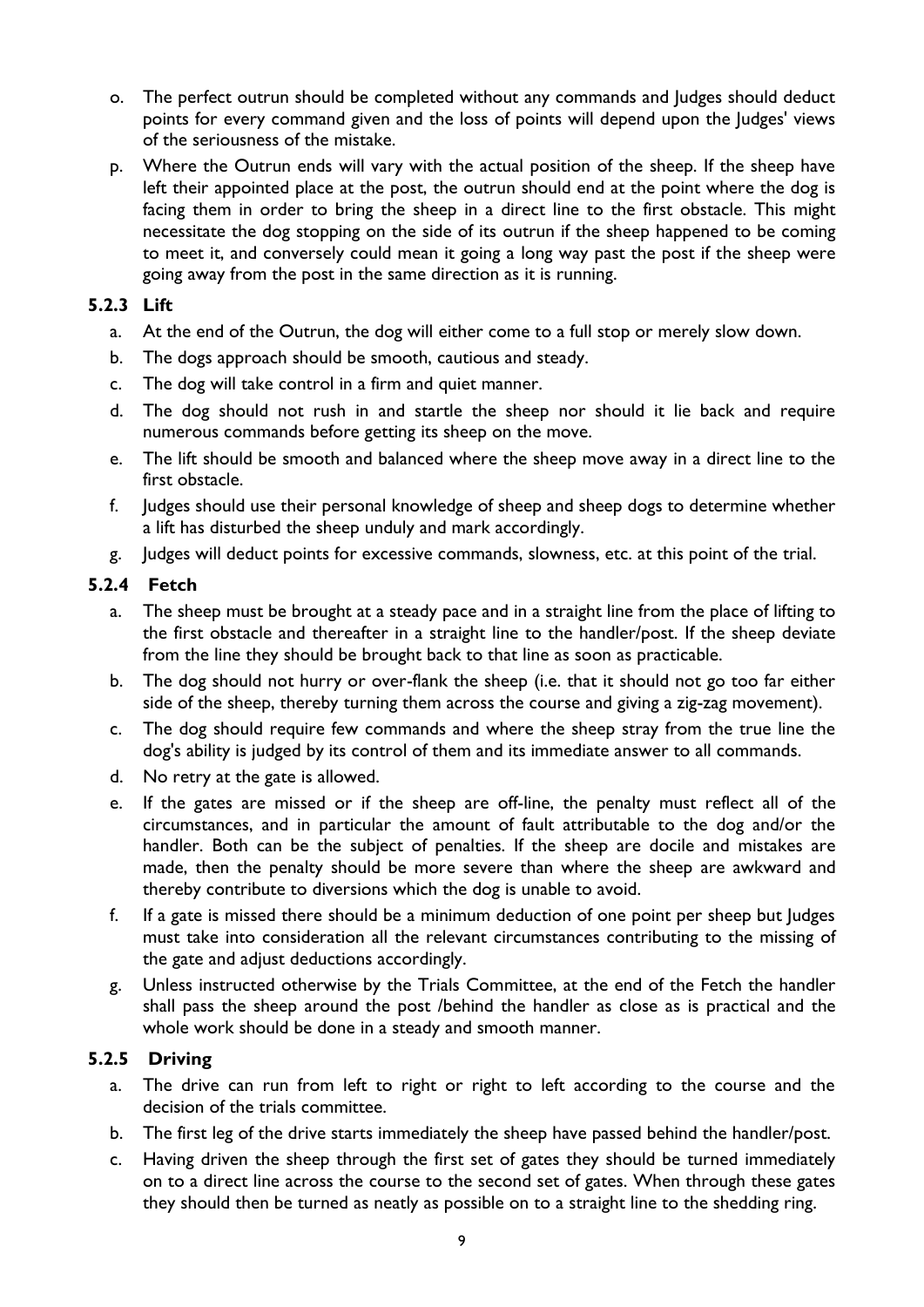o. The perfect outrun should be completed without any commands and Judges should deduct points for every command given and the loss of points will depend upon the Judges' views of the seriousness of the mistake.

p. Where the Outrun ends will vary with the actual position of the sheep. If the sheep have left their appointed place at the post, the outrun should end at the point where the dog is facing them in order to bring the sheep in a direct line to the first obstacle. This might necessitate the dog stopping on the side of its outrun if the sheep happened to be coming to meet it, and conversely could mean it going a long way past the post if the sheep were going away from the post in the same direction as it is running.

### 5.2.3 Lift

a. At the end of the Outrun, the dog will either come to a full stop or merely slow down.

b. The dogs approach should be smooth, cautious and steady.

c. The dog will take control in a firm and quiet manner.

d. The dog should not rush in and startle the sheep nor should it lie back and require numerous commands before getting its sheep on the move.

e. The lift should be smooth and balanced where the sheep move away in a direct line to the first obstacle.

f. Judges should use their personal knowledge of sheep and sheep dogs to determine whether a lift has disturbed the sheep unduly and mark accordingly.

g. Judges will deduct points for excessive commands, slowness, etc. at this point of the trial.

### 5.2.4 Fetch

a. The sheep must be brought at a steady pace and in a straight line from the place of lifting to the first obstacle and thereafter in a straight line to the handler/post. If the sheep deviate from the line they should be brought back to that line as soon as practicable.

b. The dog should not hurry or over-flank the sheep (i.e. that it should not go too far either side of the sheep, thereby turning them across the course and giving a zig-zag movement).

c. The dog should require few commands and where the sheep stray from the true line the dog's ability is judged by its control of them and its immediate answer to all commands.

d. No retry at the gate is allowed.

e. If the gates are missed or if the sheep are off-line, the penalty must reflect all of the circumstances, and in particular the amount of fault attributable to the dog and/or the handler. Both can be the subject of penalties. If the sheep are docile and mistakes are made, then the penalty should be more severe than where the sheep are awkward and thereby contribute to diversions which the dog is unable to avoid.

f. If a gate is missed there should be a minimum deduction of one point per sheep but Judges must take into consideration all the relevant circumstances contributing to the missing of the gate and adjust deductions accordingly.

g. Unless instructed otherwise by the Trials Committee, at the end of the Fetch the handler shall pass the sheep around the post /behind the handler as close as is practical and the whole work should be done in a steady and smooth manner.

### 5.2.5 Driving

a. The drive can run from left to right or right to left according to the course and the decision of the trials committee.

b. The first leg of the drive starts immediately the sheep have passed behind the handler/post.

c. Having driven the sheep through the first set of gates they should be turned immediately on to a direct line across the course to the second set of gates. When through these gates they should then be turned as neatly as possible on to a straight line to the shedding ring.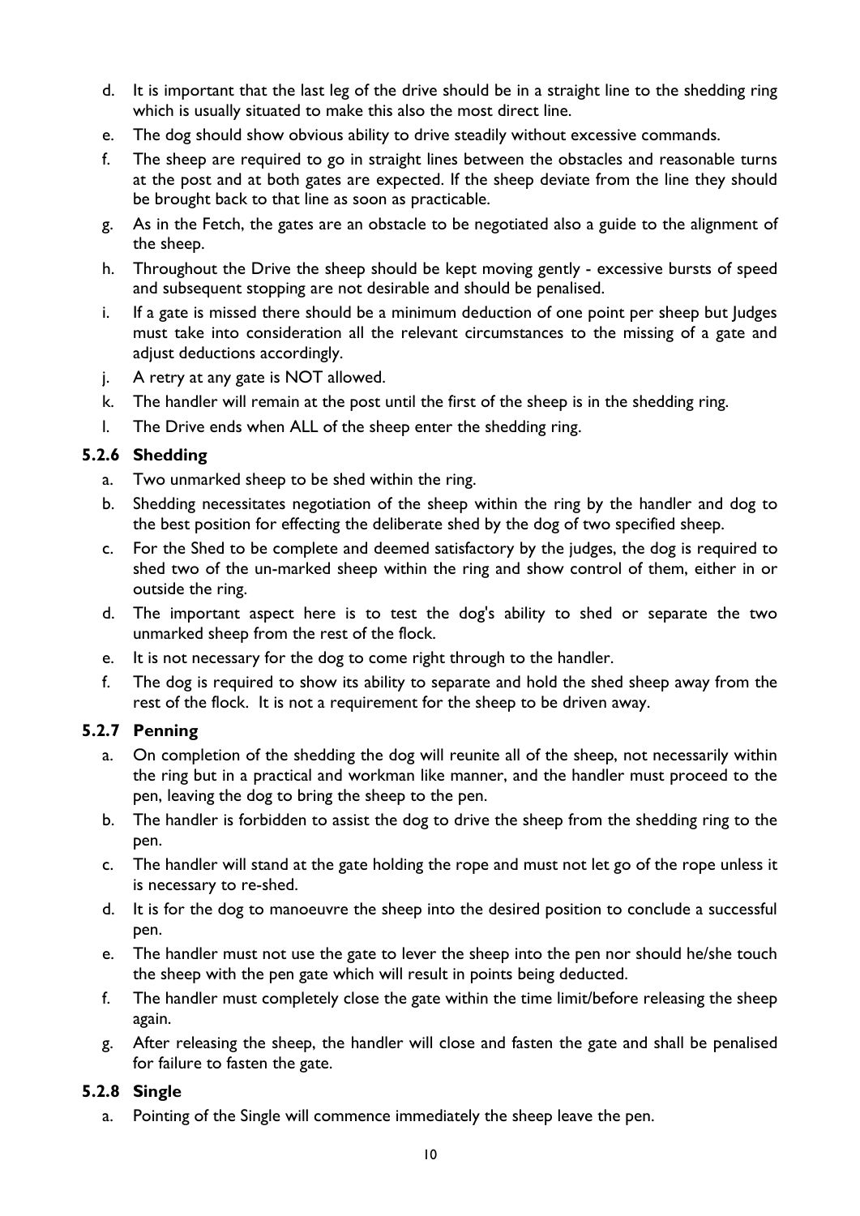d. It is important that the last leg of the drive should be in a straight line to the shedding ring which is usually situated to make this also the most direct line.

e. The dog should show obvious ability to drive steadily without excessive commands.

f. The sheep are required to go in straight lines between the obstacles and reasonable turns at the post and at both gates are expected. If the sheep deviate from the line they should be brought back to that line as soon as practicable.

g. As in the Fetch, the gates are an obstacle to be negotiated also a guide to the alignment of the sheep.

h. Throughout the Drive the sheep should be kept moving gently - excessive bursts of speed and subsequent stopping are not desirable and should be penalised.

i. If a gate is missed there should be a minimum deduction of one point per sheep but Judges must take into consideration all the relevant circumstances to the missing of a gate and adjust deductions accordingly.

j. A retry at any gate is NOT allowed.

k. The handler will remain at the post until the first of the sheep is in the shedding ring.

l. The Drive ends when ALL of the sheep enter the shedding ring.

### 5.2.6 Shedding

a. Two unmarked sheep to be shed within the ring.

b. Shedding necessitates negotiation of the sheep within the ring by the handler and dog to the best position for effecting the deliberate shed by the dog of two specified sheep.

c. For the Shed to be complete and deemed satisfactory by the judges, the dog is required to shed two of the un-marked sheep within the ring and show control of them, either in or outside the ring.

d. The important aspect here is to test the dog's ability to shed or separate the two unmarked sheep from the rest of the flock.

e. It is not necessary for the dog to come right through to the handler.

f. The dog is required to show its ability to separate and hold the shed sheep away from the rest of the flock. It is not a requirement for the sheep to be driven away.

### 5.2.7 Penning

a. On completion of the shedding the dog will reunite all of the sheep, not necessarily within the ring but in a practical and workman like manner, and the handler must proceed to the pen, leaving the dog to bring the sheep to the pen.

b. The handler is forbidden to assist the dog to drive the sheep from the shedding ring to the pen.

c. The handler will stand at the gate holding the rope and must not let go of the rope unless it is necessary to re-shed.

d. It is for the dog to manoeuvre the sheep into the desired position to conclude a successful pen.

e. The handler must not use the gate to lever the sheep into the pen nor should he/she touch the sheep with the pen gate which will result in points being deducted.

f. The handler must completely close the gate within the time limit/before releasing the sheep again.

g. After releasing the sheep, the handler will close and fasten the gate and shall be penalised for failure to fasten the gate.

### 5.2.8 Single

a. Pointing of the Single will commence immediately the sheep leave the pen.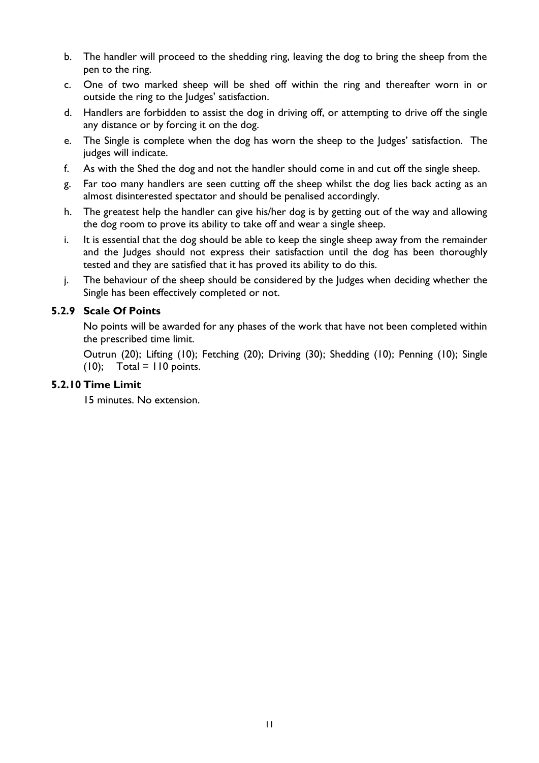b. The handler will proceed to the shedding ring, leaving the dog to bring the sheep from the pen to the ring.
c. One of two marked sheep will be shed off within the ring and thereafter worn in or outside the ring to the Judges' satisfaction.
d. Handlers are forbidden to assist the dog in driving off, or attempting to drive off the single any distance or by forcing it on the dog.
e. The Single is complete when the dog has worn the sheep to the Judges' satisfaction. The judges will indicate.
f. As with the Shed the dog and not the handler should come in and cut off the single sheep.
g. Far too many handlers are seen cutting off the sheep whilst the dog lies back acting as an almost disinterested spectator and should be penalised accordingly.
h. The greatest help the handler can give his/her dog is by getting out of the way and allowing the dog room to prove its ability to take off and wear a single sheep.
i. It is essential that the dog should be able to keep the single sheep away from the remainder and the Judges should not express their satisfaction until the dog has been thoroughly tested and they are satisfied that it has proved its ability to do this.
j. The behaviour of the sheep should be considered by the Judges when deciding whether the Single has been effectively completed or not.

### 5.2.9 Scale Of Points

No points will be awarded for any phases of the work that have not been completed within the prescribed time limit.

Outrun (20); Lifting (10); Fetching (20); Driving (30); Shedding (10); Penning (10); Single (10); Total = 110 points.

### 5.2.10 Time Limit

15 minutes. No extension.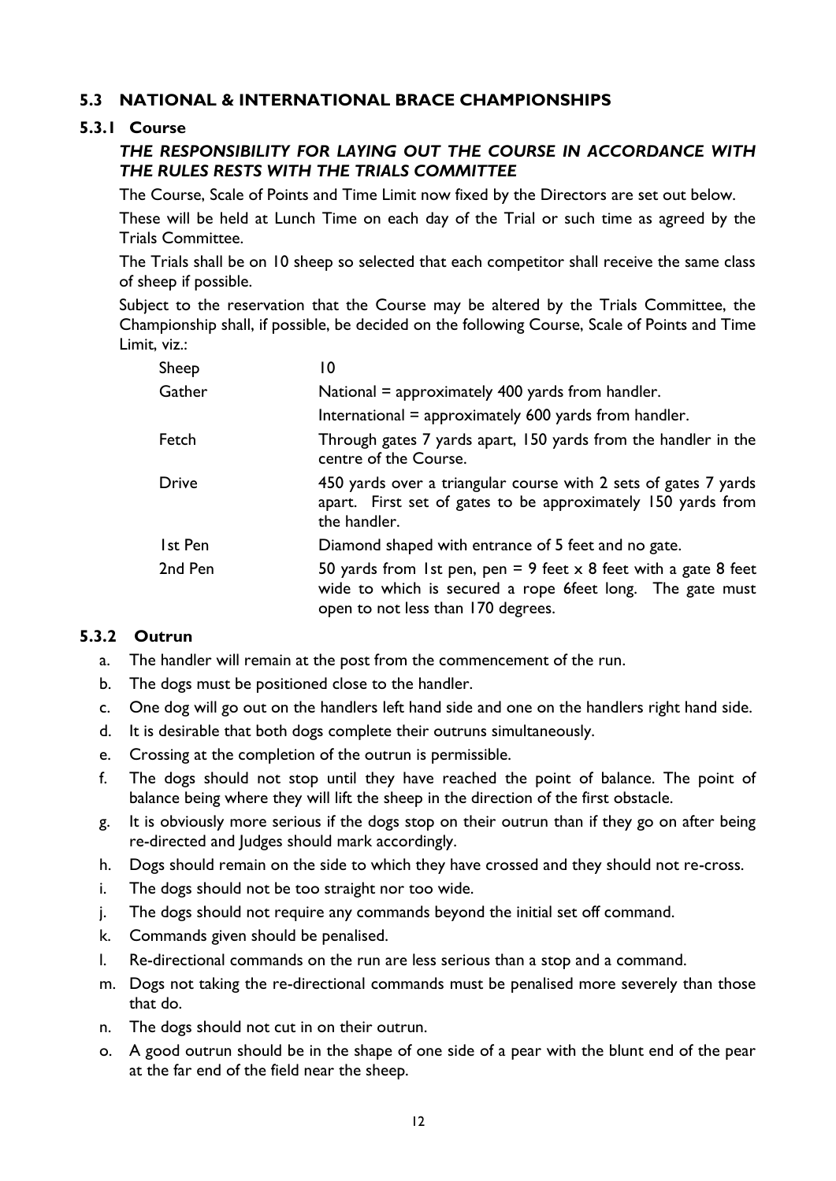### 5.3 NATIONAL & INTERNATIONAL BRACE CHAMPIONSHIPS

#### 5.3.1 Course

***THE RESPONSIBILITY FOR LAYING OUT THE COURSE IN ACCORDANCE WITH THE RULES RESTS WITH THE TRIALS COMMITTEE***

The Course, Scale of Points and Time Limit now fixed by the Directors are set out below.

These will be held at Lunch Time on each day of the Trial or such time as agreed by the Trials Committee.

The Trials shall be on 10 sheep so selected that each competitor shall receive the same class of sheep if possible.

Subject to the reservation that the Course may be altered by the Trials Committee, the Championship shall, if possible, be decided on the following Course, Scale of Points and Time Limit, viz.:

| | |
|---|---|
| Sheep | 10 |
| Gather | National = approximately 400 yards from handler.<br>International = approximately 600 yards from handler. |
| Fetch | Through gates 7 yards apart, 150 yards from the handler in the centre of the Course. |
| Drive | 450 yards over a triangular course with 2 sets of gates 7 yards apart. First set of gates to be approximately 150 yards from the handler. |
| 1st Pen | Diamond shaped with entrance of 5 feet and no gate. |
| 2nd Pen | 50 yards from 1st pen, pen = 9 feet x 8 feet with a gate 8 feet wide to which is secured a rope 6feet long. The gate must open to not less than 170 degrees. |

#### 5.3.2 Outrun

a. The handler will remain at the post from the commencement of the run.
b. The dogs must be positioned close to the handler.
c. One dog will go out on the handlers left hand side and one on the handlers right hand side.
d. It is desirable that both dogs complete their outruns simultaneously.
e. Crossing at the completion of the outrun is permissible.
f. The dogs should not stop until they have reached the point of balance. The point of balance being where they will lift the sheep in the direction of the first obstacle.
g. It is obviously more serious if the dogs stop on their outrun than if they go on after being re-directed and Judges should mark accordingly.
h. Dogs should remain on the side to which they have crossed and they should not re-cross.
i. The dogs should not be too straight nor too wide.
j. The dogs should not require any commands beyond the initial set off command.
k. Commands given should be penalised.
l. Re-directional commands on the run are less serious than a stop and a command.
m. Dogs not taking the re-directional commands must be penalised more severely than those that do.
n. The dogs should not cut in on their outrun.
o. A good outrun should be in the shape of one side of a pear with the blunt end of the pear at the far end of the field near the sheep.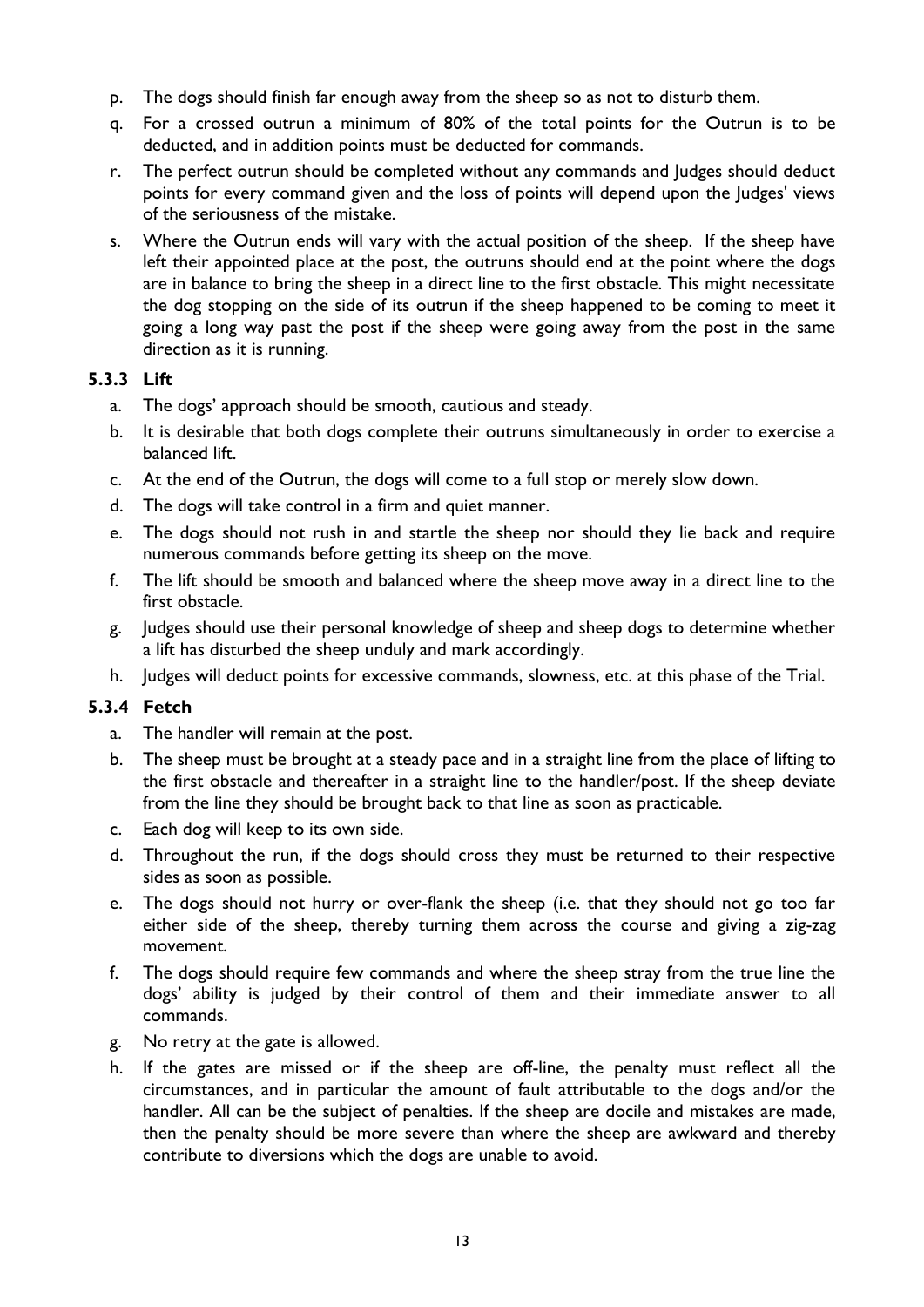p. The dogs should finish far enough away from the sheep so as not to disturb them.
q. For a crossed outrun a minimum of 80% of the total points for the Outrun is to be deducted, and in addition points must be deducted for commands.
r. The perfect outrun should be completed without any commands and Judges should deduct points for every command given and the loss of points will depend upon the Judges' views of the seriousness of the mistake.
s. Where the Outrun ends will vary with the actual position of the sheep. If the sheep have left their appointed place at the post, the outruns should end at the point where the dogs are in balance to bring the sheep in a direct line to the first obstacle. This might necessitate the dog stopping on the side of its outrun if the sheep happened to be coming to meet it going a long way past the post if the sheep were going away from the post in the same direction as it is running.

### 5.3.3 Lift

a. The dogs' approach should be smooth, cautious and steady.
b. It is desirable that both dogs complete their outruns simultaneously in order to exercise a balanced lift.
c. At the end of the Outrun, the dogs will come to a full stop or merely slow down.
d. The dogs will take control in a firm and quiet manner.
e. The dogs should not rush in and startle the sheep nor should they lie back and require numerous commands before getting its sheep on the move.
f. The lift should be smooth and balanced where the sheep move away in a direct line to the first obstacle.
g. Judges should use their personal knowledge of sheep and sheep dogs to determine whether a lift has disturbed the sheep unduly and mark accordingly.
h. Judges will deduct points for excessive commands, slowness, etc. at this phase of the Trial.

### 5.3.4 Fetch

a. The handler will remain at the post.
b. The sheep must be brought at a steady pace and in a straight line from the place of lifting to the first obstacle and thereafter in a straight line to the handler/post. If the sheep deviate from the line they should be brought back to that line as soon as practicable.
c. Each dog will keep to its own side.
d. Throughout the run, if the dogs should cross they must be returned to their respective sides as soon as possible.
e. The dogs should not hurry or over-flank the sheep (i.e. that they should not go too far either side of the sheep, thereby turning them across the course and giving a zig-zag movement.
f. The dogs should require few commands and where the sheep stray from the true line the dogs' ability is judged by their control of them and their immediate answer to all commands.
g. No retry at the gate is allowed.
h. If the gates are missed or if the sheep are off-line, the penalty must reflect all the circumstances, and in particular the amount of fault attributable to the dogs and/or the handler. All can be the subject of penalties. If the sheep are docile and mistakes are made, then the penalty should be more severe than where the sheep are awkward and thereby contribute to diversions which the dogs are unable to avoid.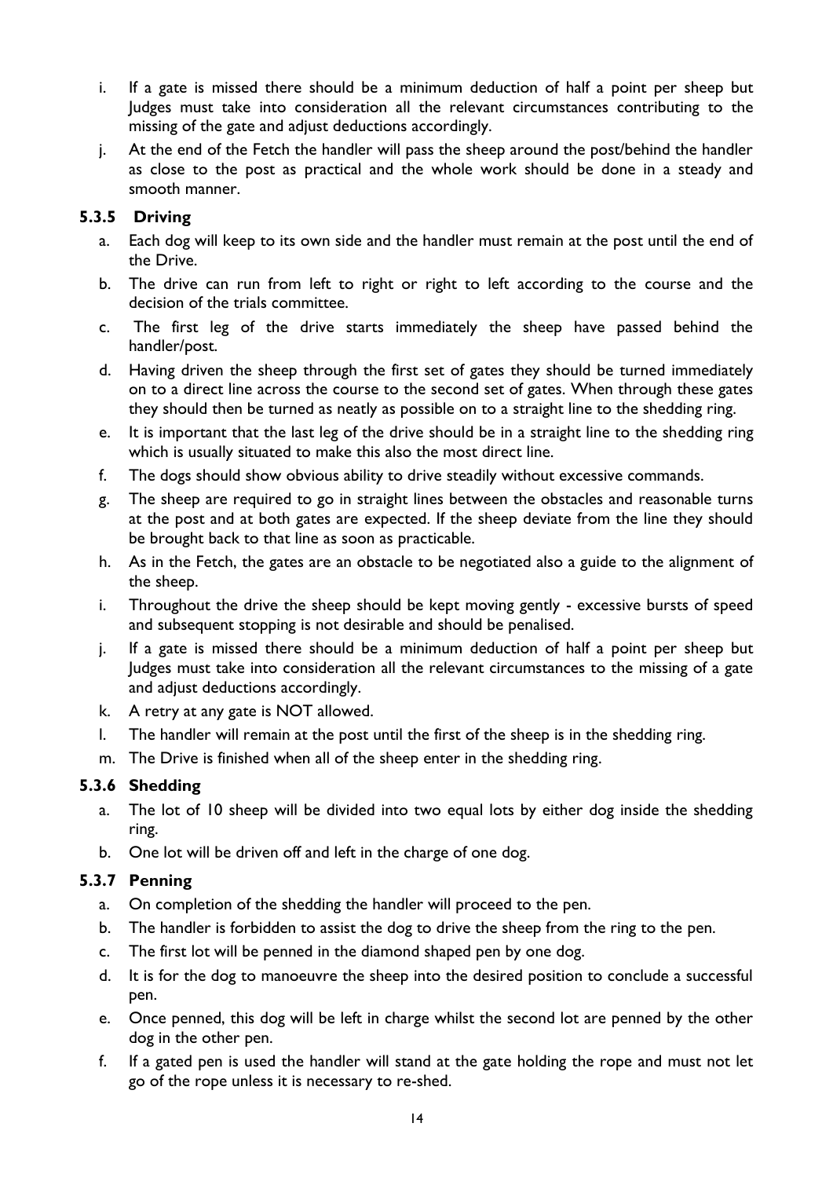i. If a gate is missed there should be a minimum deduction of half a point per sheep but Judges must take into consideration all the relevant circumstances contributing to the missing of the gate and adjust deductions accordingly.

j. At the end of the Fetch the handler will pass the sheep around the post/behind the handler as close to the post as practical and the whole work should be done in a steady and smooth manner.

### 5.3.5 Driving

a. Each dog will keep to its own side and the handler must remain at the post until the end of the Drive.

b. The drive can run from left to right or right to left according to the course and the decision of the trials committee.

c. The first leg of the drive starts immediately the sheep have passed behind the handler/post.

d. Having driven the sheep through the first set of gates they should be turned immediately on to a direct line across the course to the second set of gates. When through these gates they should then be turned as neatly as possible on to a straight line to the shedding ring.

e. It is important that the last leg of the drive should be in a straight line to the shedding ring which is usually situated to make this also the most direct line.

f. The dogs should show obvious ability to drive steadily without excessive commands.

g. The sheep are required to go in straight lines between the obstacles and reasonable turns at the post and at both gates are expected. If the sheep deviate from the line they should be brought back to that line as soon as practicable.

h. As in the Fetch, the gates are an obstacle to be negotiated also a guide to the alignment of the sheep.

i. Throughout the drive the sheep should be kept moving gently - excessive bursts of speed and subsequent stopping is not desirable and should be penalised.

j. If a gate is missed there should be a minimum deduction of half a point per sheep but Judges must take into consideration all the relevant circumstances to the missing of a gate and adjust deductions accordingly.

k. A retry at any gate is NOT allowed.

l. The handler will remain at the post until the first of the sheep is in the shedding ring.

m. The Drive is finished when all of the sheep enter in the shedding ring.

### 5.3.6 Shedding

a. The lot of 10 sheep will be divided into two equal lots by either dog inside the shedding ring.

b. One lot will be driven off and left in the charge of one dog.

### 5.3.7 Penning

a. On completion of the shedding the handler will proceed to the pen.

b. The handler is forbidden to assist the dog to drive the sheep from the ring to the pen.

c. The first lot will be penned in the diamond shaped pen by one dog.

d. It is for the dog to manoeuvre the sheep into the desired position to conclude a successful pen.

e. Once penned, this dog will be left in charge whilst the second lot are penned by the other dog in the other pen.

f. If a gated pen is used the handler will stand at the gate holding the rope and must not let go of the rope unless it is necessary to re-shed.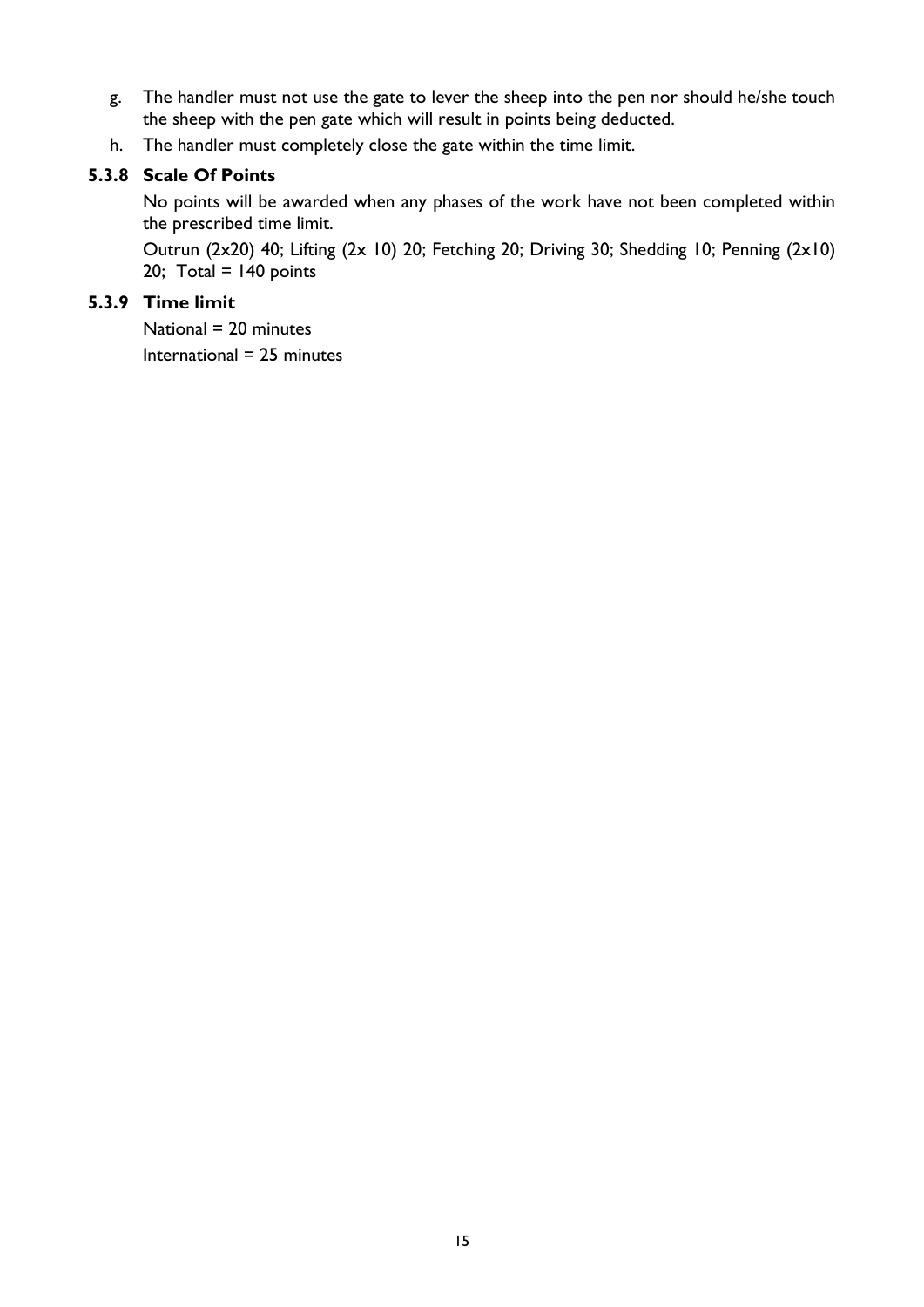g. The handler must not use the gate to lever the sheep into the pen nor should he/she touch the sheep with the pen gate which will result in points being deducted.
h. The handler must completely close the gate within the time limit.

### 5.3.8 Scale Of Points

No points will be awarded when any phases of the work have not been completed within the prescribed time limit.

Outrun (2x20) 40; Lifting (2x 10) 20; Fetching 20; Driving 30; Shedding 10; Penning (2x10) 20; Total = 140 points

### 5.3.9 Time limit

National = 20 minutes

International = 25 minutes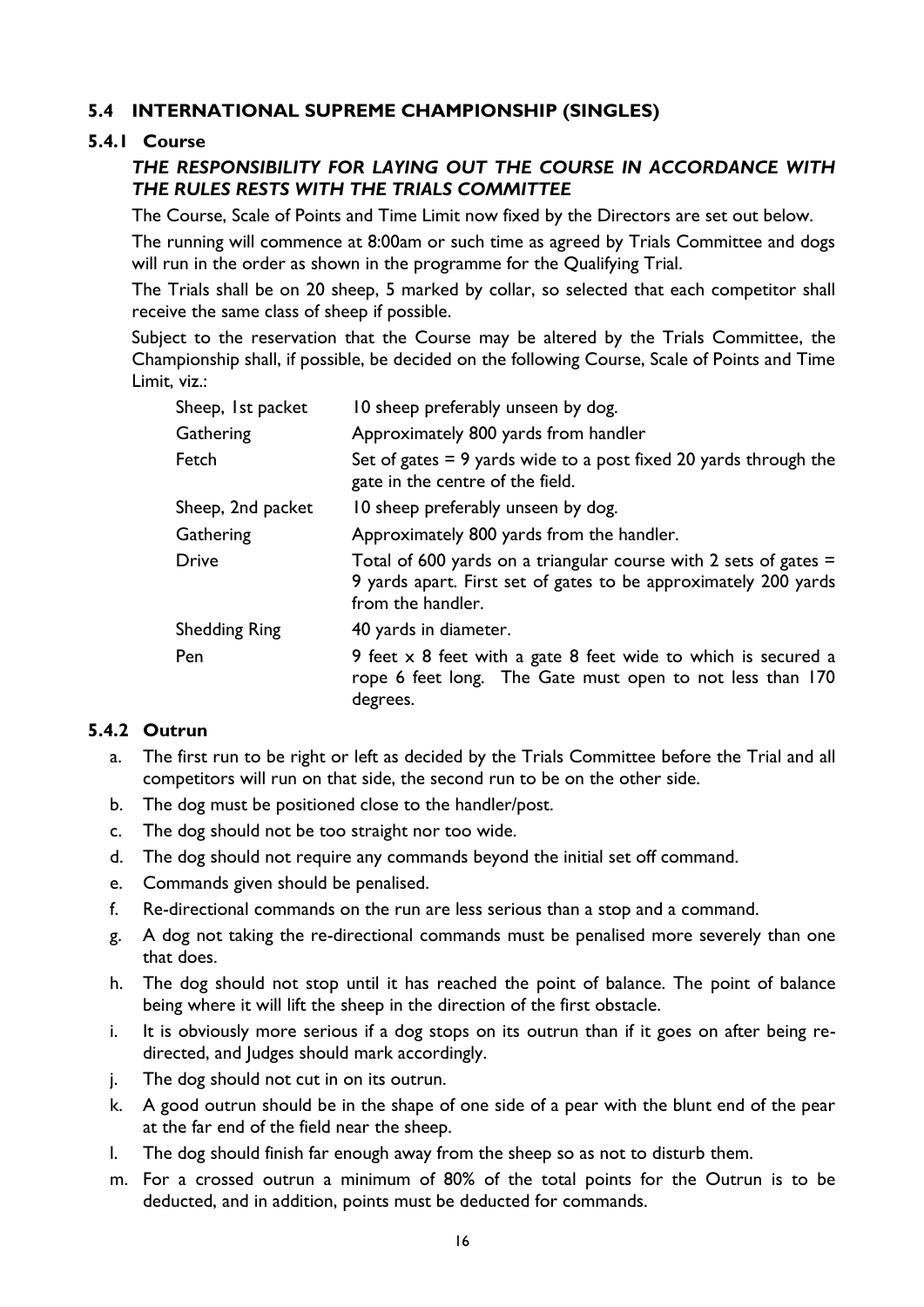### 5.4 INTERNATIONAL SUPREME CHAMPIONSHIP (SINGLES)

#### 5.4.1 Course

***THE RESPONSIBILITY FOR LAYING OUT THE COURSE IN ACCORDANCE WITH THE RULES RESTS WITH THE TRIALS COMMITTEE***

The Course, Scale of Points and Time Limit now fixed by the Directors are set out below.

The running will commence at 8:00am or such time as agreed by Trials Committee and dogs will run in the order as shown in the programme for the Qualifying Trial.

The Trials shall be on 20 sheep, 5 marked by collar, so selected that each competitor shall receive the same class of sheep if possible.

Subject to the reservation that the Course may be altered by the Trials Committee, the Championship shall, if possible, be decided on the following Course, Scale of Points and Time Limit, viz.:

| | |
|---|---|
| Sheep, 1st packet | 10 sheep preferably unseen by dog. |
| Gathering | Approximately 800 yards from handler |
| Fetch | Set of gates = 9 yards wide to a post fixed 20 yards through the gate in the centre of the field. |
| Sheep, 2nd packet | 10 sheep preferably unseen by dog. |
| Gathering | Approximately 800 yards from the handler. |
| Drive | Total of 600 yards on a triangular course with 2 sets of gates = 9 yards apart. First set of gates to be approximately 200 yards from the handler. |
| Shedding Ring | 40 yards in diameter. |
| Pen | 9 feet x 8 feet with a gate 8 feet wide to which is secured a rope 6 feet long. The Gate must open to not less than 170 degrees. |

#### 5.4.2 Outrun

a. The first run to be right or left as decided by the Trials Committee before the Trial and all competitors will run on that side, the second run to be on the other side.

b. The dog must be positioned close to the handler/post.

c. The dog should not be too straight nor too wide.

d. The dog should not require any commands beyond the initial set off command.

e. Commands given should be penalised.

f. Re-directional commands on the run are less serious than a stop and a command.

g. A dog not taking the re-directional commands must be penalised more severely than one that does.

h. The dog should not stop until it has reached the point of balance. The point of balance being where it will lift the sheep in the direction of the first obstacle.

i. It is obviously more serious if a dog stops on its outrun than if it goes on after being re-directed, and Judges should mark accordingly.

j. The dog should not cut in on its outrun.

k. A good outrun should be in the shape of one side of a pear with the blunt end of the pear at the far end of the field near the sheep.

l. The dog should finish far enough away from the sheep so as not to disturb them.

m. For a crossed outrun a minimum of 80% of the total points for the Outrun is to be deducted, and in addition, points must be deducted for commands.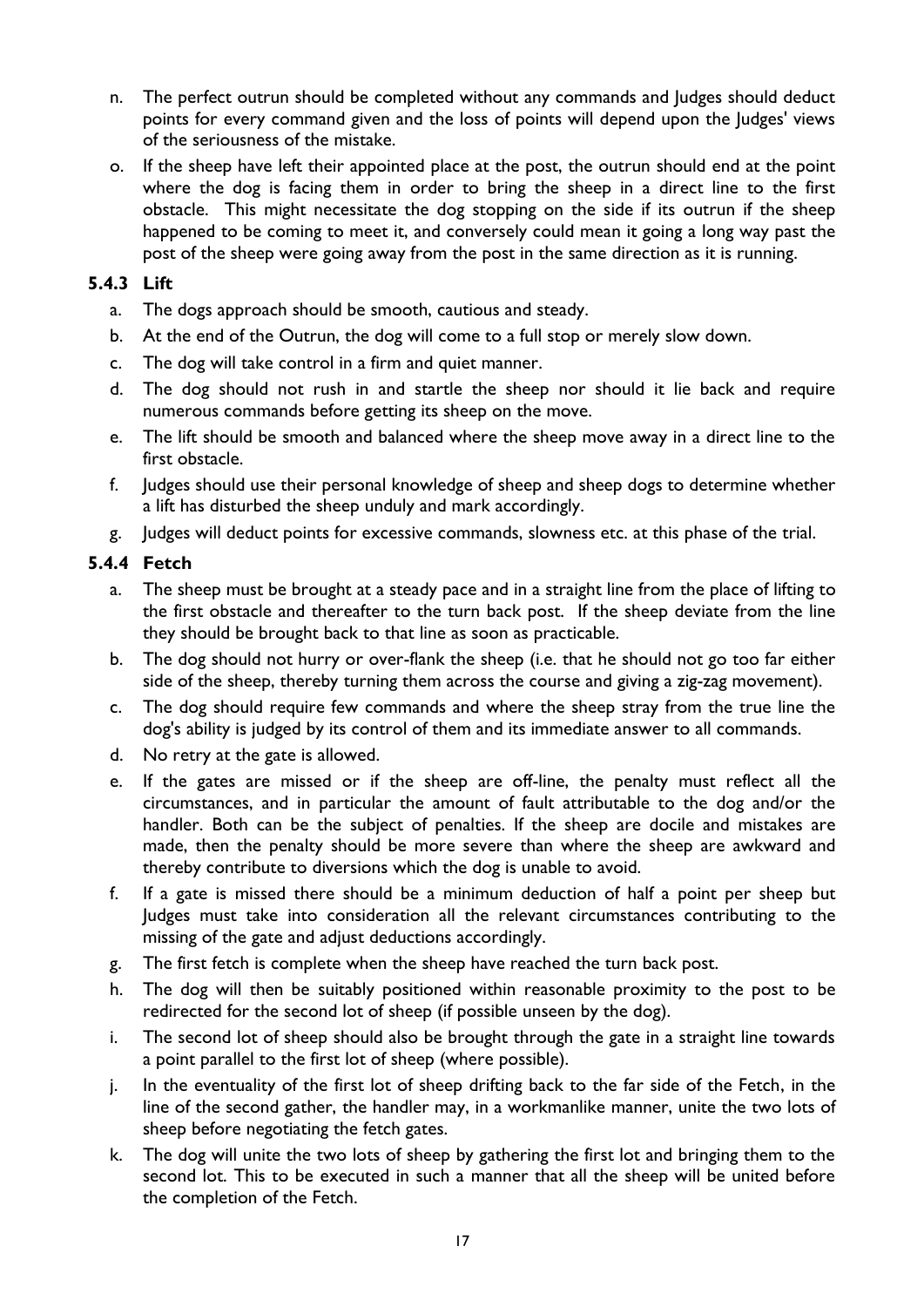n. The perfect outrun should be completed without any commands and Judges should deduct points for every command given and the loss of points will depend upon the Judges' views of the seriousness of the mistake.

o. If the sheep have left their appointed place at the post, the outrun should end at the point where the dog is facing them in order to bring the sheep in a direct line to the first obstacle. This might necessitate the dog stopping on the side if its outrun if the sheep happened to be coming to meet it, and conversely could mean it going a long way past the post of the sheep were going away from the post in the same direction as it is running.

### 5.4.3 Lift

a. The dogs approach should be smooth, cautious and steady.

b. At the end of the Outrun, the dog will come to a full stop or merely slow down.

c. The dog will take control in a firm and quiet manner.

d. The dog should not rush in and startle the sheep nor should it lie back and require numerous commands before getting its sheep on the move.

e. The lift should be smooth and balanced where the sheep move away in a direct line to the first obstacle.

f. Judges should use their personal knowledge of sheep and sheep dogs to determine whether a lift has disturbed the sheep unduly and mark accordingly.

g. Judges will deduct points for excessive commands, slowness etc. at this phase of the trial.

### 5.4.4 Fetch

a. The sheep must be brought at a steady pace and in a straight line from the place of lifting to the first obstacle and thereafter to the turn back post. If the sheep deviate from the line they should be brought back to that line as soon as practicable.

b. The dog should not hurry or over-flank the sheep (i.e. that he should not go too far either side of the sheep, thereby turning them across the course and giving a zig-zag movement).

c. The dog should require few commands and where the sheep stray from the true line the dog's ability is judged by its control of them and its immediate answer to all commands.

d. No retry at the gate is allowed.

e. If the gates are missed or if the sheep are off-line, the penalty must reflect all the circumstances, and in particular the amount of fault attributable to the dog and/or the handler. Both can be the subject of penalties. If the sheep are docile and mistakes are made, then the penalty should be more severe than where the sheep are awkward and thereby contribute to diversions which the dog is unable to avoid.

f. If a gate is missed there should be a minimum deduction of half a point per sheep but Judges must take into consideration all the relevant circumstances contributing to the missing of the gate and adjust deductions accordingly.

g. The first fetch is complete when the sheep have reached the turn back post.

h. The dog will then be suitably positioned within reasonable proximity to the post to be redirected for the second lot of sheep (if possible unseen by the dog).

i. The second lot of sheep should also be brought through the gate in a straight line towards a point parallel to the first lot of sheep (where possible).

j. In the eventuality of the first lot of sheep drifting back to the far side of the Fetch, in the line of the second gather, the handler may, in a workmanlike manner, unite the two lots of sheep before negotiating the fetch gates.

k. The dog will unite the two lots of sheep by gathering the first lot and bringing them to the second lot. This to be executed in such a manner that all the sheep will be united before the completion of the Fetch.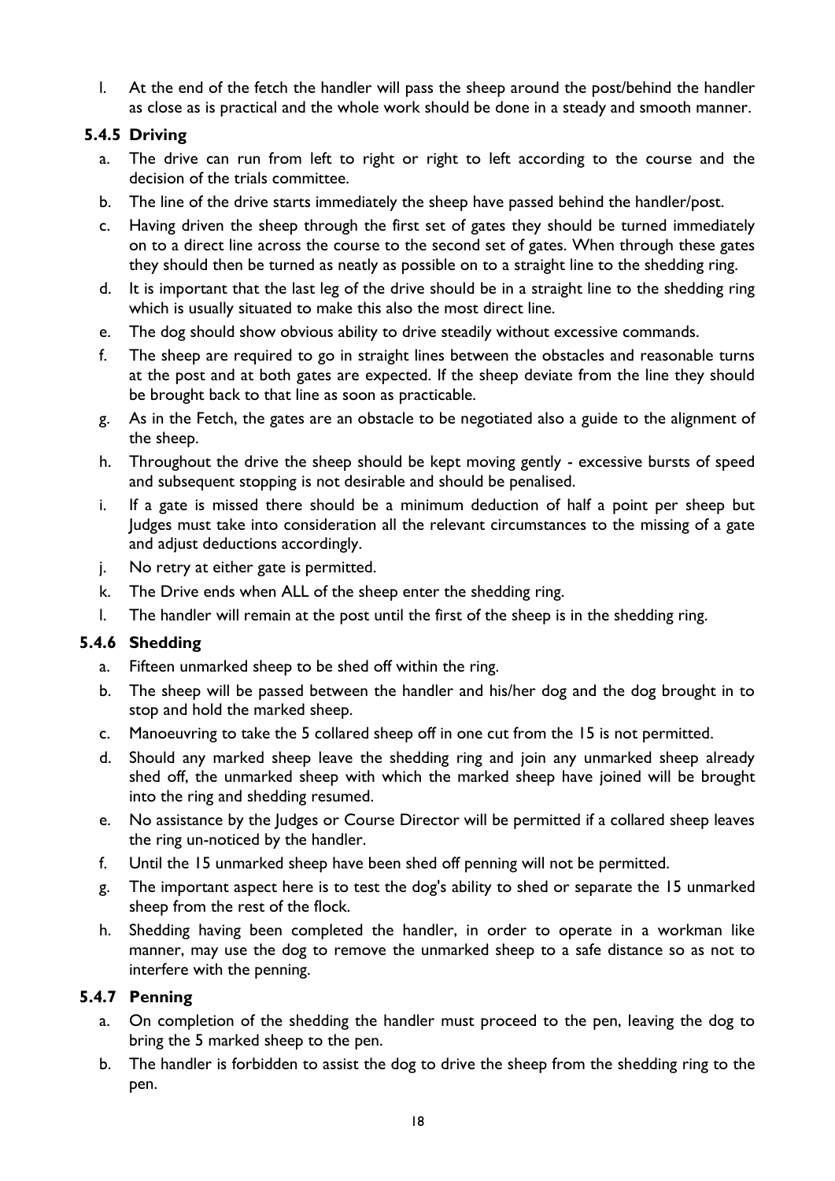l. At the end of the fetch the handler will pass the sheep around the post/behind the handler as close as is practical and the whole work should be done in a steady and smooth manner.

### 5.4.5 Driving

a. The drive can run from left to right or right to left according to the course and the decision of the trials committee.
b. The line of the drive starts immediately the sheep have passed behind the handler/post.
c. Having driven the sheep through the first set of gates they should be turned immediately on to a direct line across the course to the second set of gates. When through these gates they should then be turned as neatly as possible on to a straight line to the shedding ring.
d. It is important that the last leg of the drive should be in a straight line to the shedding ring which is usually situated to make this also the most direct line.
e. The dog should show obvious ability to drive steadily without excessive commands.
f. The sheep are required to go in straight lines between the obstacles and reasonable turns at the post and at both gates are expected. If the sheep deviate from the line they should be brought back to that line as soon as practicable.
g. As in the Fetch, the gates are an obstacle to be negotiated also a guide to the alignment of the sheep.
h. Throughout the drive the sheep should be kept moving gently - excessive bursts of speed and subsequent stopping is not desirable and should be penalised.
i. If a gate is missed there should be a minimum deduction of half a point per sheep but Judges must take into consideration all the relevant circumstances to the missing of a gate and adjust deductions accordingly.
j. No retry at either gate is permitted.
k. The Drive ends when ALL of the sheep enter the shedding ring.
l. The handler will remain at the post until the first of the sheep is in the shedding ring.

### 5.4.6 Shedding

a. Fifteen unmarked sheep to be shed off within the ring.
b. The sheep will be passed between the handler and his/her dog and the dog brought in to stop and hold the marked sheep.
c. Manoeuvring to take the 5 collared sheep off in one cut from the 15 is not permitted.
d. Should any marked sheep leave the shedding ring and join any unmarked sheep already shed off, the unmarked sheep with which the marked sheep have joined will be brought into the ring and shedding resumed.
e. No assistance by the Judges or Course Director will be permitted if a collared sheep leaves the ring un-noticed by the handler.
f. Until the 15 unmarked sheep have been shed off penning will not be permitted.
g. The important aspect here is to test the dog's ability to shed or separate the 15 unmarked sheep from the rest of the flock.
h. Shedding having been completed the handler, in order to operate in a workman like manner, may use the dog to remove the unmarked sheep to a safe distance so as not to interfere with the penning.

### 5.4.7 Penning

a. On completion of the shedding the handler must proceed to the pen, leaving the dog to bring the 5 marked sheep to the pen.
b. The handler is forbidden to assist the dog to drive the sheep from the shedding ring to the pen.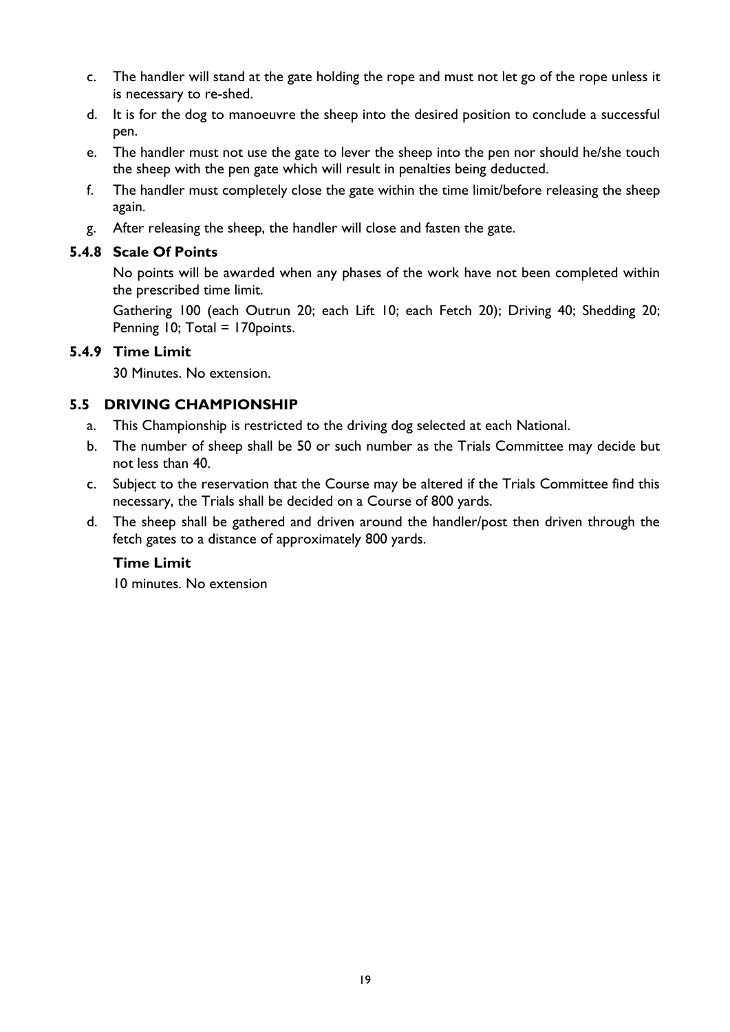c. The handler will stand at the gate holding the rope and must not let go of the rope unless it is necessary to re-shed.
d. It is for the dog to manoeuvre the sheep into the desired position to conclude a successful pen.
e. The handler must not use the gate to lever the sheep into the pen nor should he/she touch the sheep with the pen gate which will result in penalties being deducted.
f. The handler must completely close the gate within the time limit/before releasing the sheep again.
g. After releasing the sheep, the handler will close and fasten the gate.

#### 5.4.8 Scale Of Points

No points will be awarded when any phases of the work have not been completed within the prescribed time limit.

Gathering 100 (each Outrun 20; each Lift 10; each Fetch 20); Driving 40; Shedding 20; Penning 10; Total = 170points.

#### 5.4.9 Time Limit

30 Minutes. No extension.

### 5.5 DRIVING CHAMPIONSHIP

a. This Championship is restricted to the driving dog selected at each National.
b. The number of sheep shall be 50 or such number as the Trials Committee may decide but not less than 40.
c. Subject to the reservation that the Course may be altered if the Trials Committee find this necessary, the Trials shall be decided on a Course of 800 yards.
d. The sheep shall be gathered and driven around the handler/post then driven through the fetch gates to a distance of approximately 800 yards.

**Time Limit**

10 minutes. No extension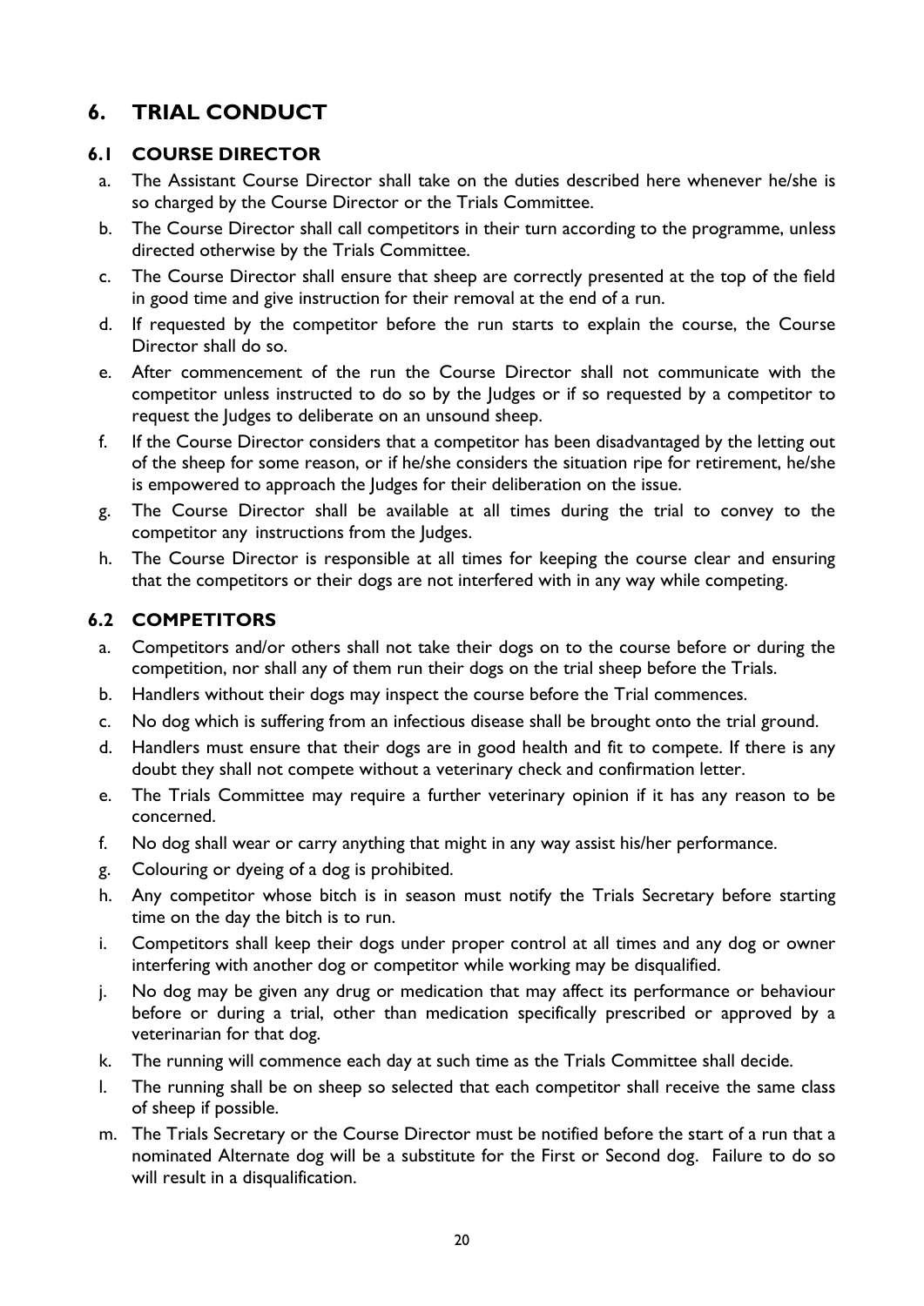# 6. TRIAL CONDUCT

## 6.1 COURSE DIRECTOR

a. The Assistant Course Director shall take on the duties described here whenever he/she is so charged by the Course Director or the Trials Committee.

b. The Course Director shall call competitors in their turn according to the programme, unless directed otherwise by the Trials Committee.

c. The Course Director shall ensure that sheep are correctly presented at the top of the field in good time and give instruction for their removal at the end of a run.

d. If requested by the competitor before the run starts to explain the course, the Course Director shall do so.

e. After commencement of the run the Course Director shall not communicate with the competitor unless instructed to do so by the Judges or if so requested by a competitor to request the Judges to deliberate on an unsound sheep.

f. If the Course Director considers that a competitor has been disadvantaged by the letting out of the sheep for some reason, or if he/she considers the situation ripe for retirement, he/she is empowered to approach the Judges for their deliberation on the issue.

g. The Course Director shall be available at all times during the trial to convey to the competitor any instructions from the Judges.

h. The Course Director is responsible at all times for keeping the course clear and ensuring that the competitors or their dogs are not interfered with in any way while competing.

## 6.2 COMPETITORS

a. Competitors and/or others shall not take their dogs on to the course before or during the competition, nor shall any of them run their dogs on the trial sheep before the Trials.

b. Handlers without their dogs may inspect the course before the Trial commences.

c. No dog which is suffering from an infectious disease shall be brought onto the trial ground.

d. Handlers must ensure that their dogs are in good health and fit to compete. If there is any doubt they shall not compete without a veterinary check and confirmation letter.

e. The Trials Committee may require a further veterinary opinion if it has any reason to be concerned.

f. No dog shall wear or carry anything that might in any way assist his/her performance.

g. Colouring or dyeing of a dog is prohibited.

h. Any competitor whose bitch is in season must notify the Trials Secretary before starting time on the day the bitch is to run.

i. Competitors shall keep their dogs under proper control at all times and any dog or owner interfering with another dog or competitor while working may be disqualified.

j. No dog may be given any drug or medication that may affect its performance or behaviour before or during a trial, other than medication specifically prescribed or approved by a veterinarian for that dog.

k. The running will commence each day at such time as the Trials Committee shall decide.

l. The running shall be on sheep so selected that each competitor shall receive the same class of sheep if possible.

m. The Trials Secretary or the Course Director must be notified before the start of a run that a nominated Alternate dog will be a substitute for the First or Second dog. Failure to do so will result in a disqualification.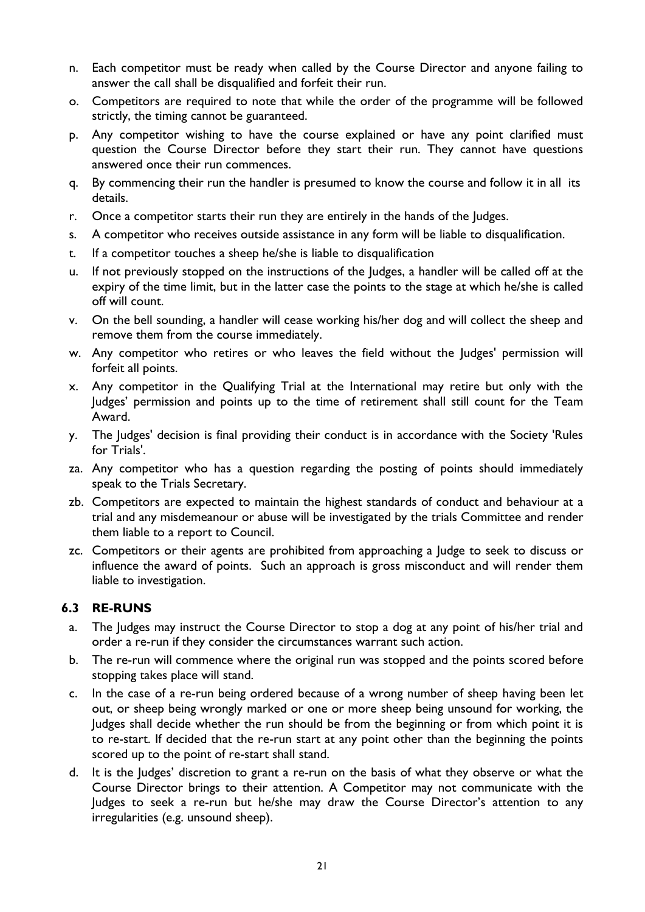n. Each competitor must be ready when called by the Course Director and anyone failing to answer the call shall be disqualified and forfeit their run.

o. Competitors are required to note that while the order of the programme will be followed strictly, the timing cannot be guaranteed.

p. Any competitor wishing to have the course explained or have any point clarified must question the Course Director before they start their run. They cannot have questions answered once their run commences.

q. By commencing their run the handler is presumed to know the course and follow it in all its details.

r. Once a competitor starts their run they are entirely in the hands of the Judges.

s. A competitor who receives outside assistance in any form will be liable to disqualification.

t. If a competitor touches a sheep he/she is liable to disqualification

u. If not previously stopped on the instructions of the Judges, a handler will be called off at the expiry of the time limit, but in the latter case the points to the stage at which he/she is called off will count.

v. On the bell sounding, a handler will cease working his/her dog and will collect the sheep and remove them from the course immediately.

w. Any competitor who retires or who leaves the field without the Judges' permission will forfeit all points.

x. Any competitor in the Qualifying Trial at the International may retire but only with the Judges' permission and points up to the time of retirement shall still count for the Team Award.

y. The Judges' decision is final providing their conduct is in accordance with the Society 'Rules for Trials'.

za. Any competitor who has a question regarding the posting of points should immediately speak to the Trials Secretary.

zb. Competitors are expected to maintain the highest standards of conduct and behaviour at a trial and any misdemeanour or abuse will be investigated by the trials Committee and render them liable to a report to Council.

zc. Competitors or their agents are prohibited from approaching a Judge to seek to discuss or influence the award of points. Such an approach is gross misconduct and will render them liable to investigation.

### 6.3 RE-RUNS

a. The Judges may instruct the Course Director to stop a dog at any point of his/her trial and order a re-run if they consider the circumstances warrant such action.

b. The re-run will commence where the original run was stopped and the points scored before stopping takes place will stand.

c. In the case of a re-run being ordered because of a wrong number of sheep having been let out, or sheep being wrongly marked or one or more sheep being unsound for working, the Judges shall decide whether the run should be from the beginning or from which point it is to re-start. If decided that the re-run start at any point other than the beginning the points scored up to the point of re-start shall stand.

d. It is the Judges' discretion to grant a re-run on the basis of what they observe or what the Course Director brings to their attention. A Competitor may not communicate with the Judges to seek a re-run but he/she may draw the Course Director's attention to any irregularities (e.g. unsound sheep).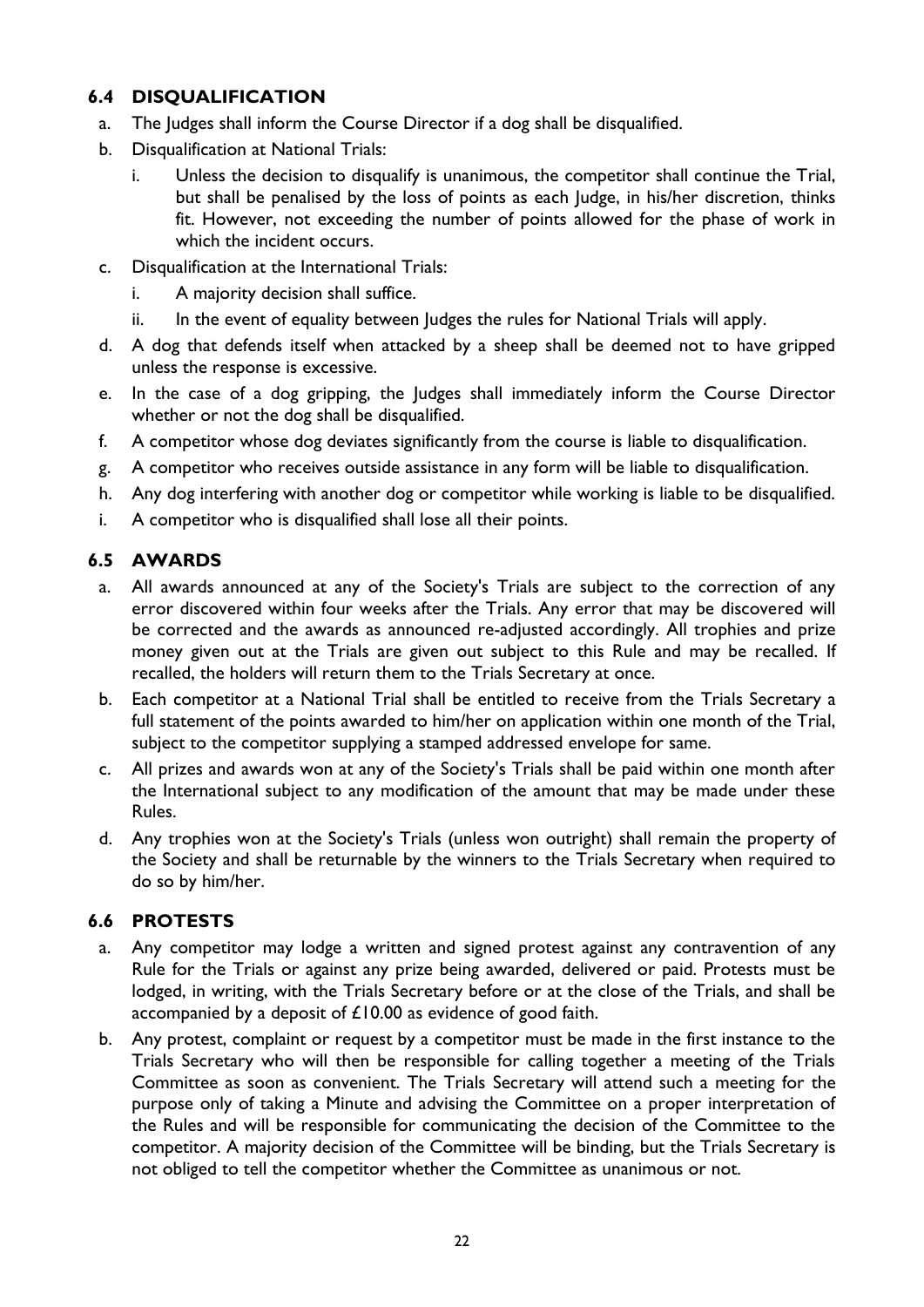## 6.4 DISQUALIFICATION

a. The Judges shall inform the Course Director if a dog shall be disqualified.

b. Disqualification at National Trials:

   i. Unless the decision to disqualify is unanimous, the competitor shall continue the Trial, but shall be penalised by the loss of points as each Judge, in his/her discretion, thinks fit. However, not exceeding the number of points allowed for the phase of work in which the incident occurs.

c. Disqualification at the International Trials:

   i. A majority decision shall suffice.

   ii. In the event of equality between Judges the rules for National Trials will apply.

d. A dog that defends itself when attacked by a sheep shall be deemed not to have gripped unless the response is excessive.

e. In the case of a dog gripping, the Judges shall immediately inform the Course Director whether or not the dog shall be disqualified.

f. A competitor whose dog deviates significantly from the course is liable to disqualification.

g. A competitor who receives outside assistance in any form will be liable to disqualification.

h. Any dog interfering with another dog or competitor while working is liable to be disqualified.

i. A competitor who is disqualified shall lose all their points.

## 6.5 AWARDS

a. All awards announced at any of the Society's Trials are subject to the correction of any error discovered within four weeks after the Trials. Any error that may be discovered will be corrected and the awards as announced re-adjusted accordingly. All trophies and prize money given out at the Trials are given out subject to this Rule and may be recalled. If recalled, the holders will return them to the Trials Secretary at once.

b. Each competitor at a National Trial shall be entitled to receive from the Trials Secretary a full statement of the points awarded to him/her on application within one month of the Trial, subject to the competitor supplying a stamped addressed envelope for same.

c. All prizes and awards won at any of the Society's Trials shall be paid within one month after the International subject to any modification of the amount that may be made under these Rules.

d. Any trophies won at the Society's Trials (unless won outright) shall remain the property of the Society and shall be returnable by the winners to the Trials Secretary when required to do so by him/her.

## 6.6 PROTESTS

a. Any competitor may lodge a written and signed protest against any contravention of any Rule for the Trials or against any prize being awarded, delivered or paid. Protests must be lodged, in writing, with the Trials Secretary before or at the close of the Trials, and shall be accompanied by a deposit of £10.00 as evidence of good faith.

b. Any protest, complaint or request by a competitor must be made in the first instance to the Trials Secretary who will then be responsible for calling together a meeting of the Trials Committee as soon as convenient. The Trials Secretary will attend such a meeting for the purpose only of taking a Minute and advising the Committee on a proper interpretation of the Rules and will be responsible for communicating the decision of the Committee to the competitor. A majority decision of the Committee will be binding, but the Trials Secretary is not obliged to tell the competitor whether the Committee as unanimous or not.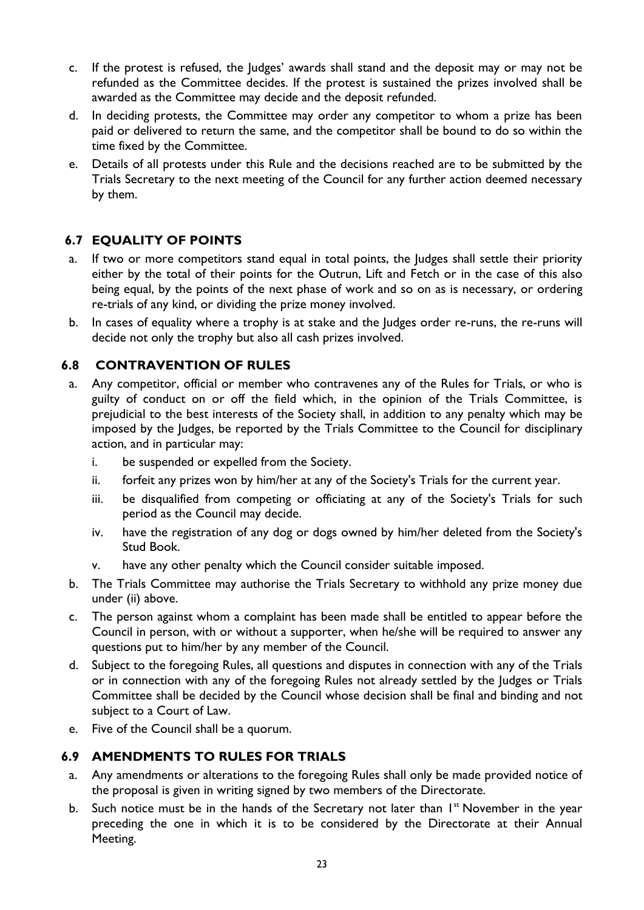c. If the protest is refused, the Judges' awards shall stand and the deposit may or may not be refunded as the Committee decides. If the protest is sustained the prizes involved shall be awarded as the Committee may decide and the deposit refunded.

d. In deciding protests, the Committee may order any competitor to whom a prize has been paid or delivered to return the same, and the competitor shall be bound to do so within the time fixed by the Committee.

e. Details of all protests under this Rule and the decisions reached are to be submitted by the Trials Secretary to the next meeting of the Council for any further action deemed necessary by them.

### 6.7 EQUALITY OF POINTS

a. If two or more competitors stand equal in total points, the Judges shall settle their priority either by the total of their points for the Outrun, Lift and Fetch or in the case of this also being equal, by the points of the next phase of work and so on as is necessary, or ordering re-trials of any kind, or dividing the prize money involved.

b. In cases of equality where a trophy is at stake and the Judges order re-runs, the re-runs will decide not only the trophy but also all cash prizes involved.

### 6.8 CONTRAVENTION OF RULES

a. Any competitor, official or member who contravenes any of the Rules for Trials, or who is guilty of conduct on or off the field which, in the opinion of the Trials Committee, is prejudicial to the best interests of the Society shall, in addition to any penalty which may be imposed by the Judges, be reported by the Trials Committee to the Council for disciplinary action, and in particular may:
   i. be suspended or expelled from the Society.
   ii. forfeit any prizes won by him/her at any of the Society's Trials for the current year.
   iii. be disqualified from competing or officiating at any of the Society's Trials for such period as the Council may decide.
   iv. have the registration of any dog or dogs owned by him/her deleted from the Society's Stud Book.
   v. have any other penalty which the Council consider suitable imposed.

b. The Trials Committee may authorise the Trials Secretary to withhold any prize money due under (ii) above.

c. The person against whom a complaint has been made shall be entitled to appear before the Council in person, with or without a supporter, when he/she will be required to answer any questions put to him/her by any member of the Council.

d. Subject to the foregoing Rules, all questions and disputes in connection with any of the Trials or in connection with any of the foregoing Rules not already settled by the Judges or Trials Committee shall be decided by the Council whose decision shall be final and binding and not subject to a Court of Law.

e. Five of the Council shall be a quorum.

### 6.9 AMENDMENTS TO RULES FOR TRIALS

a. Any amendments or alterations to the foregoing Rules shall only be made provided notice of the proposal is given in writing signed by two members of the Directorate.

b. Such notice must be in the hands of the Secretary not later than 1st November in the year preceding the one in which it is to be considered by the Directorate at their Annual Meeting.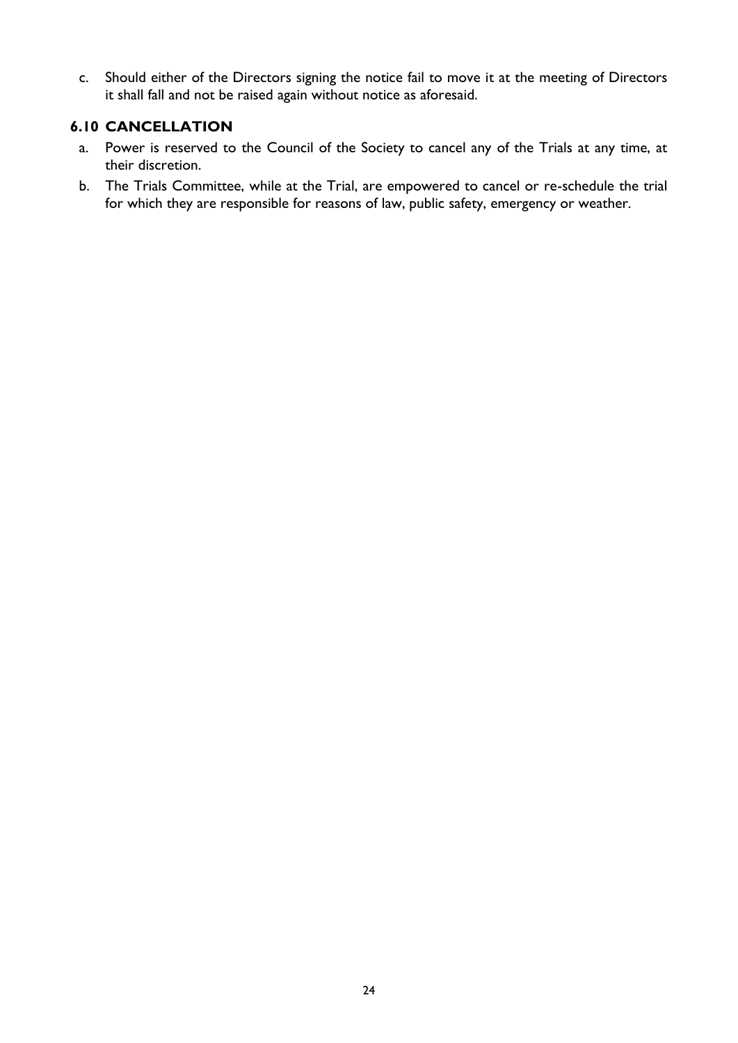c. Should either of the Directors signing the notice fail to move it at the meeting of Directors it shall fall and not be raised again without notice as aforesaid.

### 6.10 CANCELLATION

a. Power is reserved to the Council of the Society to cancel any of the Trials at any time, at their discretion.

b. The Trials Committee, while at the Trial, are empowered to cancel or re-schedule the trial for which they are responsible for reasons of law, public safety, emergency or weather.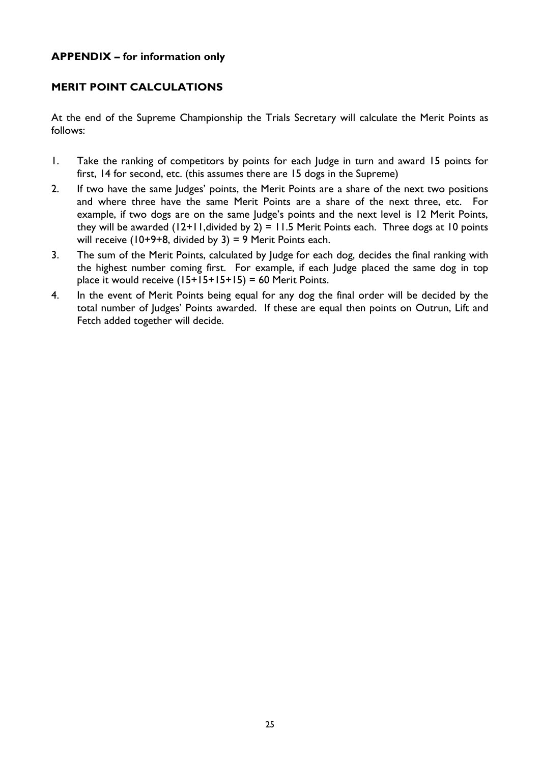**APPENDIX – for information only**

**MERIT POINT CALCULATIONS**

At the end of the Supreme Championship the Trials Secretary will calculate the Merit Points as follows:

1. Take the ranking of competitors by points for each Judge in turn and award 15 points for first, 14 for second, etc. (this assumes there are 15 dogs in the Supreme)
2. If two have the same Judges' points, the Merit Points are a share of the next two positions and where three have the same Merit Points are a share of the next three, etc. For example, if two dogs are on the same Judge's points and the next level is 12 Merit Points, they will be awarded (12+11,divided by 2) = 11.5 Merit Points each. Three dogs at 10 points will receive (10+9+8, divided by 3) = 9 Merit Points each.
3. The sum of the Merit Points, calculated by Judge for each dog, decides the final ranking with the highest number coming first. For example, if each Judge placed the same dog in top place it would receive (15+15+15+15) = 60 Merit Points.
4. In the event of Merit Points being equal for any dog the final order will be decided by the total number of Judges' Points awarded. If these are equal then points on Outrun, Lift and Fetch added together will decide.